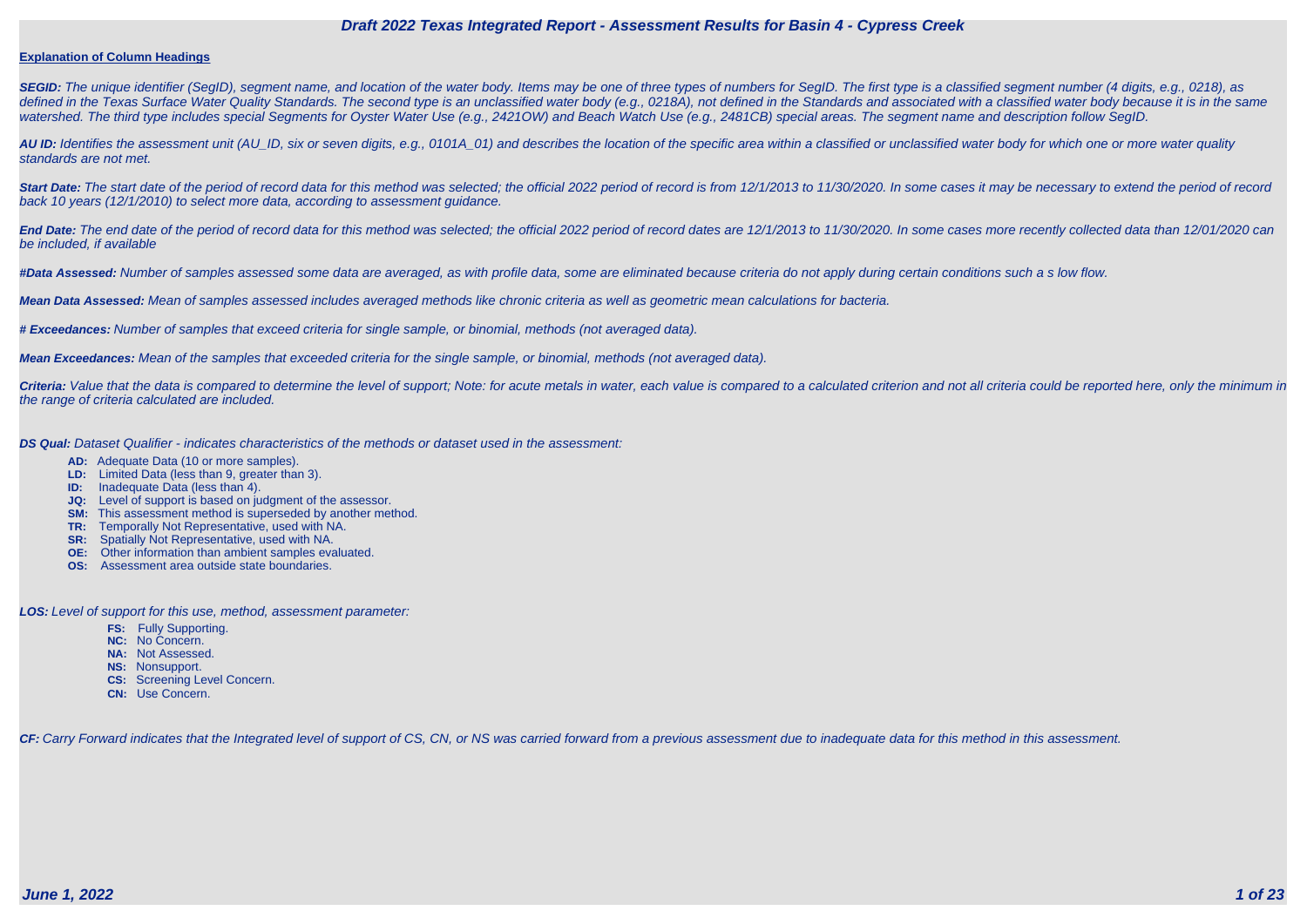# Draft 2022 Texas Integrated Report - Assessment Results for Basin 4 - Cypress Creek

**Explanation of Column Headings**

***SEGID:*** *The unique identifier (SegID), segment name, and location of the water body. Items may be one of three types of numbers for SegID. The first type is a classified segment number (4 digits, e.g., 0218), as defined in the Texas Surface Water Quality Standards. The second type is an unclassified water body (e.g., 0218A), not defined in the Standards and associated with a classified water body because it is in the same watershed. The third type includes special Segments for Oyster Water Use (e.g., 2421OW) and Beach Watch Use (e.g., 2481CB) special areas. The segment name and description follow SegID.*

***AU ID:*** *Identifies the assessment unit (AU_ID, six or seven digits, e.g., 0101A_01) and describes the location of the specific area within a classified or unclassified water body for which one or more water quality standards are not met.*

***Start Date:*** *The start date of the period of record data for this method was selected; the official 2022 period of record is from 12/1/2013 to 11/30/2020. In some cases it may be necessary to extend the period of record back 10 years (12/1/2010) to select more data, according to assessment guidance.*

***End Date:*** *The end date of the period of record data for this method was selected; the official 2022 period of record dates are 12/1/2013 to 11/30/2020. In some cases more recently collected data than 12/01/2020 can be included, if available*

***#Data Assessed:*** *Number of samples assessed some data are averaged, as with profile data, some are eliminated because criteria do not apply during certain conditions such a s low flow.*

***Mean Data Assessed:*** *Mean of samples assessed includes averaged methods like chronic criteria as well as geometric mean calculations for bacteria.*

***# Exceedances:*** *Number of samples that exceed criteria for single sample, or binomial, methods (not averaged data).*

***Mean Exceedances:*** *Mean of the samples that exceeded criteria for the single sample, or binomial, methods (not averaged data).*

***Criteria:*** *Value that the data is compared to determine the level of support; Note: for acute metals in water, each value is compared to a calculated criterion and not all criteria could be reported here, only the minimum in the range of criteria calculated are included.*

***DS Qual:*** *Dataset Qualifier - indicates characteristics of the methods or dataset used in the assessment:*

- **AD:** Adequate Data (10 or more samples).
- **LD:** Limited Data (less than 9, greater than 3).
- **ID:** Inadequate Data (less than 4).
- **JQ:** Level of support is based on judgment of the assessor.
- **SM:** This assessment method is superseded by another method.
- **TR:** Temporally Not Representative, used with NA.
- **SR:** Spatially Not Representative, used with NA.
- **OE:** Other information than ambient samples evaluated.
- **OS:** Assessment area outside state boundaries.

***LOS:*** *Level of support for this use, method, assessment parameter:*

- **FS:** Fully Supporting.
- **NC:** No Concern.
- **NA:** Not Assessed.
- **NS:** Nonsupport.
- **CS:** Screening Level Concern.
- **CN:** Use Concern.

***CF:*** *Carry Forward indicates that the Integrated level of support of CS, CN, or NS was carried forward from a previous assessment due to inadequate data for this method in this assessment.*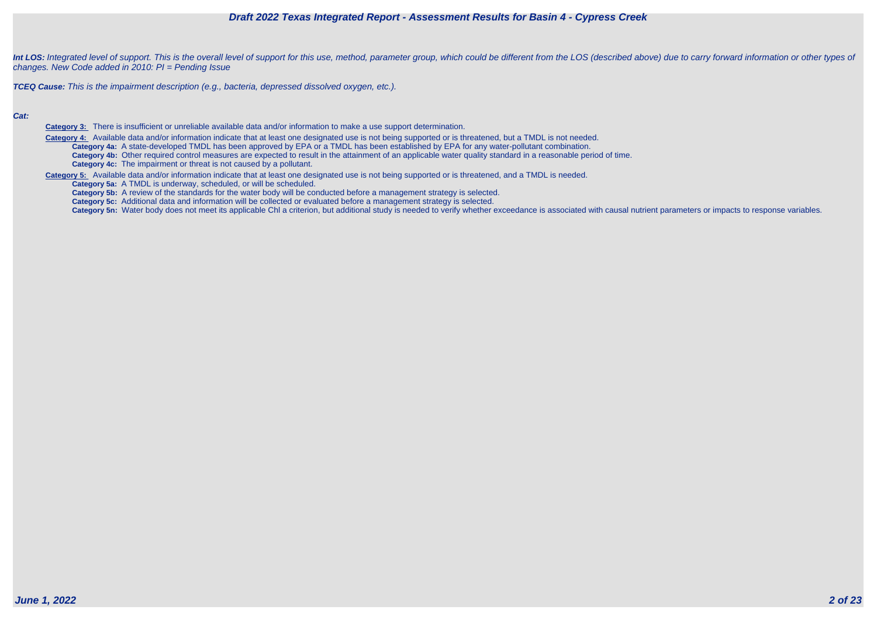***Int LOS:*** *Integrated level of support. This is the overall level of support for this use, method, parameter group, which could be different from the LOS (described above) due to carry forward information or other types of changes. New Code added in 2010: PI = Pending Issue*

***TCEQ Cause:*** *This is the impairment description (e.g., bacteria, depressed dissolved oxygen, etc.).*

***Cat:***

**Category 3:** There is insufficient or unreliable available data and/or information to make a use support determination.

**Category 4:** Available data and/or information indicate that at least one designated use is not being supported or is threatened, but a TMDL is not needed.

- **Category 4a:** A state-developed TMDL has been approved by EPA or a TMDL has been established by EPA for any water-pollutant combination.
- **Category 4b:** Other required control measures are expected to result in the attainment of an applicable water quality standard in a reasonable period of time.
- **Category 4c:** The impairment or threat is not caused by a pollutant.

**Category 5:** Available data and/or information indicate that at least one designated use is not being supported or is threatened, and a TMDL is needed.

- **Category 5a:** A TMDL is underway, scheduled, or will be scheduled.
- **Category 5b:** A review of the standards for the water body will be conducted before a management strategy is selected.
- **Category 5c:** Additional data and information will be collected or evaluated before a management strategy is selected.
- **Category 5n:** Water body does not meet its applicable Chl a criterion, but additional study is needed to verify whether exceedance is associated with causal nutrient parameters or impacts to response variables.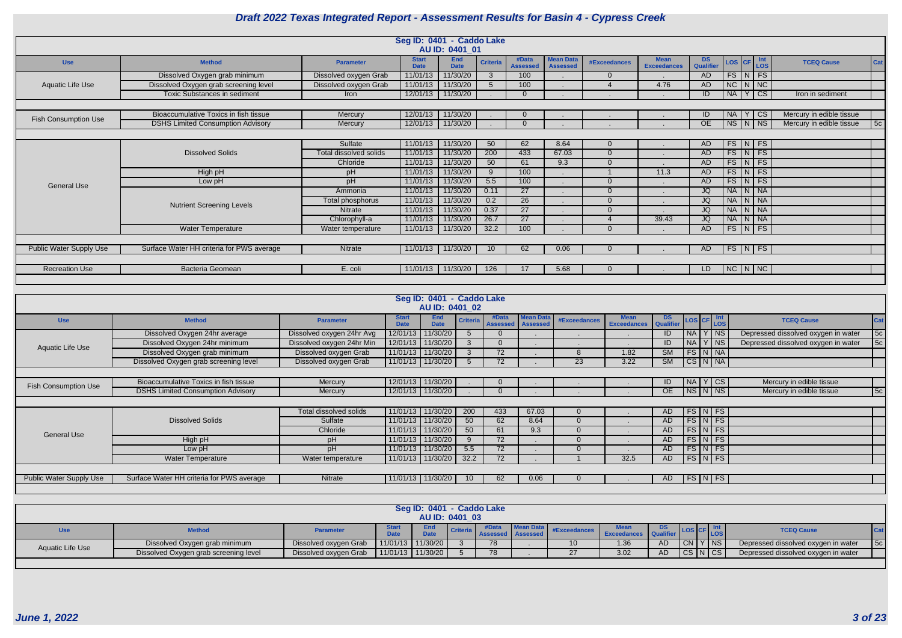# Draft 2022 Texas Integrated Report - Assessment Results for Basin 4 - Cypress Creek

## Seg ID: 0401 - Caddo Lake
### AU ID: 0401_01

| Use | Method | Parameter | Start Date | End Date | Criteria | #Data Assessed | Mean Data Assessed | #Exceedances | Mean Exceedances | DS Qualifier | LOS | CF | Int LOS | TCEQ Cause | Cat |
|---|---|---|---|---|---|---|---|---|---|---|---|---|---|---|---|
| Aquatic Life Use | Dissolved Oxygen grab minimum | Dissolved oxygen Grab | 11/01/13 | 11/30/20 | 3 | 100 | . | 0 | . | AD | FS | N | FS | | |
| | Dissolved Oxygen grab screening level | Dissolved oxygen Grab | 11/01/13 | 11/30/20 | 5 | 100 | . | 4 | 4.76 | AD | NC | N | NC | | |
| | Toxic Substances in sediment | Iron | 12/01/13 | 11/30/20 | . | 0 | . | . | . | ID | NA | Y | CS | Iron in sediment | |
| Fish Consumption Use | Bioaccumulative Toxics in fish tissue | Mercury | 12/01/13 | 11/30/20 | . | 0 | . | . | . | ID | NA | Y | CS | Mercury in edible tissue | |
| | DSHS Limited Consumption Advisory | Mercury | 12/01/13 | 11/30/20 | . | 0 | . | . | . | OE | NS | N | NS | Mercury in edible tissue | 5c |
| General Use | Dissolved Solids | Sulfate | 11/01/13 | 11/30/20 | 50 | 62 | 8.64 | 0 | . | AD | FS | N | FS | | |
| | | Total dissolved solids | 11/01/13 | 11/30/20 | 200 | 433 | 67.03 | 0 | . | AD | FS | N | FS | | |
| | | Chloride | 11/01/13 | 11/30/20 | 50 | 61 | 9.3 | 0 | . | AD | FS | N | FS | | |
| | High pH | pH | 11/01/13 | 11/30/20 | 9 | 100 | . | 1 | 11.3 | AD | FS | N | FS | | |
| | Low pH | pH | 11/01/13 | 11/30/20 | 5.5 | 100 | . | 0 | . | AD | FS | N | FS | | |
| | Nutrient Screening Levels | Ammonia | 11/01/13 | 11/30/20 | 0.11 | 27 | . | 0 | . | JQ | NA | N | NA | | |
| | | Total phosphorus | 11/01/13 | 11/30/20 | 0.2 | 26 | . | 0 | . | JQ | NA | N | NA | | |
| | | Nitrate | 11/01/13 | 11/30/20 | 0.37 | 27 | . | 0 | . | JQ | NA | N | NA | | |
| | | Chlorophyll-a | 11/01/13 | 11/30/20 | 26.7 | 27 | . | 4 | 39.43 | JQ | NA | N | NA | | |
| | Water Temperature | Water temperature | 11/01/13 | 11/30/20 | 32.2 | 100 | . | 0 | . | AD | FS | N | FS | | |
| Public Water Supply Use | Surface Water HH criteria for PWS average | Nitrate | 11/01/13 | 11/30/20 | 10 | 62 | 0.06 | 0 | . | AD | FS | N | FS | | |
| Recreation Use | Bacteria Geomean | E. coli | 11/01/13 | 11/30/20 | 126 | 17 | 5.68 | 0 | . | LD | NC | N | NC | | |

## Seg ID: 0401 - Caddo Lake
### AU ID: 0401_02

| Use | Method | Parameter | Start Date | End Date | Criteria | #Data Assessed | Mean Data Assessed | #Exceedances | Mean Exceedances | DS Qualifier | LOS | CF | Int LOS | TCEQ Cause | Cat |
|---|---|---|---|---|---|---|---|---|---|---|---|---|---|---|---|
| Aquatic Life Use | Dissolved Oxygen 24hr average | Dissolved oxygen 24hr Avg | 12/01/13 | 11/30/20 | 5 | 0 | . | . | . | ID | NA | Y | NS | Depressed dissolved oxygen in water | 5c |
| | Dissolved Oxygen 24hr minimum | Dissolved oxygen 24hr Min | 12/01/13 | 11/30/20 | 3 | 0 | . | . | . | ID | NA | Y | NS | Depressed dissolved oxygen in water | 5c |
| | Dissolved Oxygen grab minimum | Dissolved oxygen Grab | 11/01/13 | 11/30/20 | 3 | 72 | . | 8 | 1.82 | SM | FS | N | NA | | |
| | Dissolved Oxygen grab screening level | Dissolved oxygen Grab | 11/01/13 | 11/30/20 | 5 | 72 | . | 23 | 3.22 | SM | CS | N | NA | | |
| Fish Consumption Use | Bioaccumulative Toxics in fish tissue | Mercury | 12/01/13 | 11/30/20 | . | 0 | . | . | . | ID | NA | Y | CS | Mercury in edible tissue | |
| | DSHS Limited Consumption Advisory | Mercury | 12/01/13 | 11/30/20 | . | 0 | . | . | . | OE | NS | N | NS | Mercury in edible tissue | 5c |
| General Use | Dissolved Solids | Total dissolved solids | 11/01/13 | 11/30/20 | 200 | 433 | 67.03 | 0 | . | AD | FS | N | FS | | |
| | | Sulfate | 11/01/13 | 11/30/20 | 50 | 62 | 8.64 | 0 | . | AD | FS | N | FS | | |
| | | Chloride | 11/01/13 | 11/30/20 | 50 | 61 | 9.3 | 0 | . | AD | FS | N | FS | | |
| | High pH | pH | 11/01/13 | 11/30/20 | 9 | 72 | . | 0 | . | AD | FS | N | FS | | |
| | Low pH | pH | 11/01/13 | 11/30/20 | 5.5 | 72 | . | 0 | . | AD | FS | N | FS | | |
| | Water Temperature | Water temperature | 11/01/13 | 11/30/20 | 32.2 | 72 | . | 1 | 32.5 | AD | FS | N | FS | | |
| Public Water Supply Use | Surface Water HH criteria for PWS average | Nitrate | 11/01/13 | 11/30/20 | 10 | 62 | 0.06 | 0 | . | AD | FS | N | FS | | |

## Seg ID: 0401 - Caddo Lake
### AU ID: 0401_03

| Use | Method | Parameter | Start Date | End Date | Criteria | #Data Assessed | Mean Data Assessed | #Exceedances | Mean Exceedances | DS Qualifier | LOS | CF | Int LOS | TCEQ Cause | Cat |
|---|---|---|---|---|---|---|---|---|---|---|---|---|---|---|---|
| Aquatic Life Use | Dissolved Oxygen grab minimum | Dissolved oxygen Grab | 11/01/13 | 11/30/20 | 3 | 78 | . | 10 | 1.36 | AD | CN | Y | NS | Depressed dissolved oxygen in water | 5c |
| | Dissolved Oxygen grab screening level | Dissolved oxygen Grab | 11/01/13 | 11/30/20 | 5 | 78 | . | 27 | 3.02 | AD | CS | N | CS | Depressed dissolved oxygen in water | |

*June 1, 2022*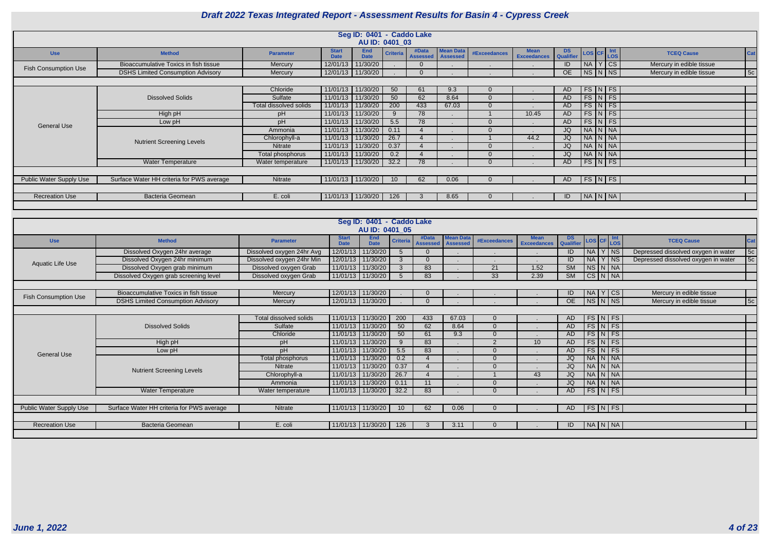# Draft 2022 Texas Integrated Report - Assessment Results for Basin 4 - Cypress Creek

## Seg ID: 0401 - Caddo Lake
### AU ID: 0401_03

| Use | Method | Parameter | Start Date | End Date | Criteria | #Data Assessed | Mean Data Assessed | #Exceedances | Mean Exceedances | DS Qualifier | LOS | CF | Int LOS | TCEQ Cause | Cat |
|---|---|---|---|---|---|---|---|---|---|---|---|---|---|---|---|
| Fish Consumption Use | Bioaccumulative Toxics in fish tissue | Mercury | 12/01/13 | 11/30/20 | . | 0 | . | . | . | ID | NA | Y | CS | Mercury in edible tissue | |
| | DSHS Limited Consumption Advisory | Mercury | 12/01/13 | 11/30/20 | . | 0 | . | . | . | OE | NS | N | NS | Mercury in edible tissue | 5c |
| General Use | Dissolved Solids | Chloride | 11/01/13 | 11/30/20 | 50 | 61 | 9.3 | 0 | . | AD | FS | N | FS | | |
| | | Sulfate | 11/01/13 | 11/30/20 | 50 | 62 | 8.64 | 0 | . | AD | FS | N | FS | | |
| | | Total dissolved solids | 11/01/13 | 11/30/20 | 200 | 433 | 67.03 | 0 | . | AD | FS | N | FS | | |
| | High pH | pH | 11/01/13 | 11/30/20 | 9 | 78 | . | 1 | 10.45 | AD | FS | N | FS | | |
| | Low pH | pH | 11/01/13 | 11/30/20 | 5.5 | 78 | . | 0 | . | AD | FS | N | FS | | |
| | Nutrient Screening Levels | Ammonia | 11/01/13 | 11/30/20 | 0.11 | 4 | . | 0 | . | JQ | NA | N | NA | | |
| | | Chlorophyll-a | 11/01/13 | 11/30/20 | 26.7 | 4 | . | 1 | 44.2 | JQ | NA | N | NA | | |
| | | Nitrate | 11/01/13 | 11/30/20 | 0.37 | 4 | . | 0 | . | JQ | NA | N | NA | | |
| | | Total phosphorus | 11/01/13 | 11/30/20 | 0.2 | 4 | . | 0 | . | JQ | NA | N | NA | | |
| | Water Temperature | Water temperature | 11/01/13 | 11/30/20 | 32.2 | 78 | . | 0 | . | AD | FS | N | FS | | |
| Public Water Supply Use | Surface Water HH criteria for PWS average | Nitrate | 11/01/13 | 11/30/20 | 10 | 62 | 0.06 | 0 | . | AD | FS | N | FS | | |
| Recreation Use | Bacteria Geomean | E. coli | 11/01/13 | 11/30/20 | 126 | 3 | 8.65 | 0 | . | ID | NA | N | NA | | |

## Seg ID: 0401 - Caddo Lake
### AU ID: 0401_05

| Use | Method | Parameter | Start Date | End Date | Criteria | #Data Assessed | Mean Data Assessed | #Exceedances | Mean Exceedances | DS Qualifier | LOS | CF | Int LOS | TCEQ Cause | Cat |
|---|---|---|---|---|---|---|---|---|---|---|---|---|---|---|---|
| Aquatic Life Use | Dissolved Oxygen 24hr average | Dissolved oxygen 24hr Avg | 12/01/13 | 11/30/20 | 5 | 0 | . | . | . | ID | NA | Y | NS | Depressed dissolved oxygen in water | 5c |
| | Dissolved Oxygen 24hr minimum | Dissolved oxygen 24hr Min | 12/01/13 | 11/30/20 | 3 | 0 | . | . | . | ID | NA | Y | NS | Depressed dissolved oxygen in water | 5c |
| | Dissolved Oxygen grab minimum | Dissolved oxygen Grab | 11/01/13 | 11/30/20 | 3 | 83 | . | 21 | 1.52 | SM | NS | N | NA | | |
| | Dissolved Oxygen grab screening level | Dissolved oxygen Grab | 11/01/13 | 11/30/20 | 5 | 83 | . | 33 | 2.39 | SM | CS | N | NA | | |
| Fish Consumption Use | Bioaccumulative Toxics in fish tissue | Mercury | 12/01/13 | 11/30/20 | . | 0 | . | . | . | ID | NA | Y | CS | Mercury in edible tissue | |
| | DSHS Limited Consumption Advisory | Mercury | 12/01/13 | 11/30/20 | . | 0 | . | . | . | OE | NS | N | NS | Mercury in edible tissue | 5c |
| General Use | Dissolved Solids | Total dissolved solids | 11/01/13 | 11/30/20 | 200 | 433 | 67.03 | 0 | . | AD | FS | N | FS | | |
| | | Sulfate | 11/01/13 | 11/30/20 | 50 | 62 | 8.64 | 0 | . | AD | FS | N | FS | | |
| | | Chloride | 11/01/13 | 11/30/20 | 50 | 61 | 9.3 | 0 | . | AD | FS | N | FS | | |
| | High pH | pH | 11/01/13 | 11/30/20 | 9 | 83 | . | 2 | 10 | AD | FS | N | FS | | |
| | Low pH | pH | 11/01/13 | 11/30/20 | 5.5 | 83 | . | 0 | . | AD | FS | N | FS | | |
| | Nutrient Screening Levels | Total phosphorus | 11/01/13 | 11/30/20 | 0.2 | 4 | . | 0 | . | JQ | NA | N | NA | | |
| | | Nitrate | 11/01/13 | 11/30/20 | 0.37 | 4 | . | 0 | . | JQ | NA | N | NA | | |
| | | Chlorophyll-a | 11/01/13 | 11/30/20 | 26.7 | 4 | . | 1 | 43 | JQ | NA | N | NA | | |
| | | Ammonia | 11/01/13 | 11/30/20 | 0.11 | 11 | . | 0 | . | JQ | NA | N | NA | | |
| | Water Temperature | Water temperature | 11/01/13 | 11/30/20 | 32.2 | 83 | . | 0 | . | AD | FS | N | FS | | |
| Public Water Supply Use | Surface Water HH criteria for PWS average | Nitrate | 11/01/13 | 11/30/20 | 10 | 62 | 0.06 | 0 | . | AD | FS | N | FS | | |
| Recreation Use | Bacteria Geomean | E. coli | 11/01/13 | 11/30/20 | 126 | 3 | 3.11 | 0 | . | ID | NA | N | NA | | |

June 1, 2022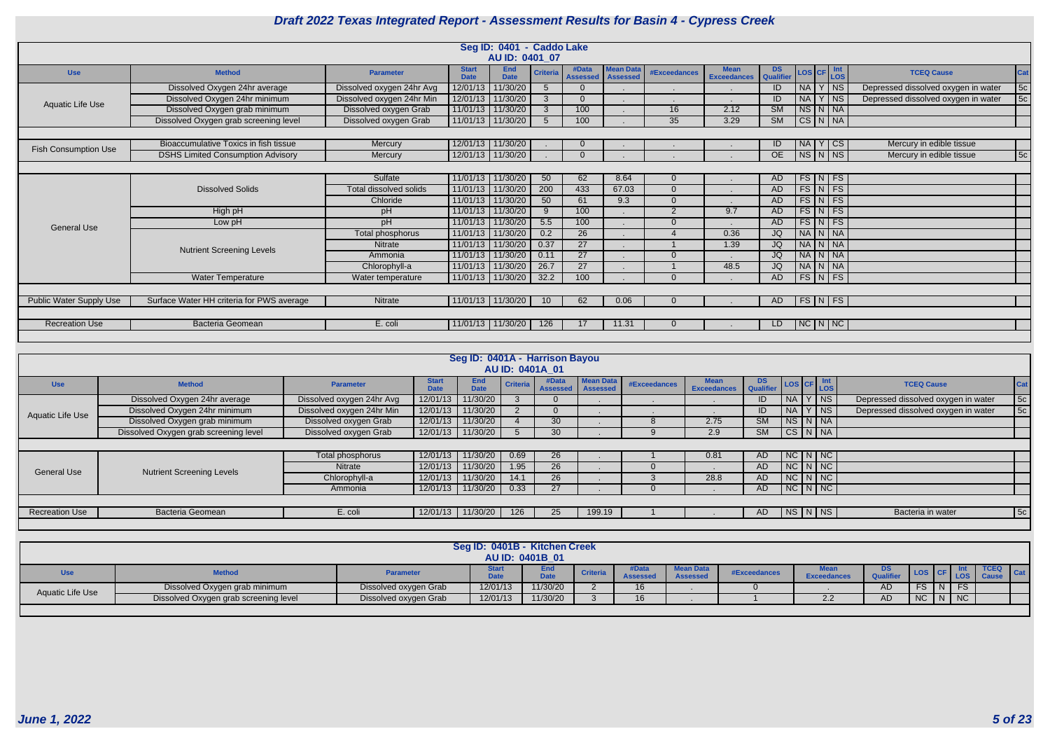# Draft 2022 Texas Integrated Report - Assessment Results for Basin 4 - Cypress Creek

## Seg ID: 0401 - Caddo Lake
### AU ID: 0401_07

| Use | Method | Parameter | Start Date | End Date | Criteria | #Data Assessed | Mean Data Assessed | #Exceedances | Mean Exceedances | DS Qualifier | LOS | CF | Int LOS | TCEQ Cause | Cat |
|---|---|---|---|---|---|---|---|---|---|---|---|---|---|---|---|
| Aquatic Life Use | Dissolved Oxygen 24hr average | Dissolved oxygen 24hr Avg | 12/01/13 | 11/30/20 | 5 | 0 | . | . | . | ID | NA | Y | NS | Depressed dissolved oxygen in water | 5c |
| | Dissolved Oxygen 24hr minimum | Dissolved oxygen 24hr Min | 12/01/13 | 11/30/20 | 3 | 0 | . | . | . | ID | NA | Y | NS | Depressed dissolved oxygen in water | 5c |
| | Dissolved Oxygen grab minimum | Dissolved oxygen Grab | 11/01/13 | 11/30/20 | 3 | 100 | . | 16 | 2.12 | SM | NS | N | NA | | |
| | Dissolved Oxygen grab screening level | Dissolved oxygen Grab | 11/01/13 | 11/30/20 | 5 | 100 | . | 35 | 3.29 | SM | CS | N | NA | | |
| Fish Consumption Use | Bioaccumulative Toxics in fish tissue | Mercury | 12/01/13 | 11/30/20 | . | 0 | . | . | . | ID | NA | Y | CS | Mercury in edible tissue | |
| | DSHS Limited Consumption Advisory | Mercury | 12/01/13 | 11/30/20 | . | 0 | . | . | . | OE | NS | N | NS | Mercury in edible tissue | 5c |
| General Use | Dissolved Solids | Sulfate | 11/01/13 | 11/30/20 | 50 | 62 | 8.64 | 0 | . | AD | FS | N | FS | | |
| | | Total dissolved solids | 11/01/13 | 11/30/20 | 200 | 433 | 67.03 | 0 | . | AD | FS | N | FS | | |
| | | Chloride | 11/01/13 | 11/30/20 | 50 | 61 | 9.3 | 0 | . | AD | FS | N | FS | | |
| | High pH | pH | 11/01/13 | 11/30/20 | 9 | 100 | . | 2 | 9.7 | AD | FS | N | FS | | |
| | Low pH | pH | 11/01/13 | 11/30/20 | 5.5 | 100 | . | 0 | . | AD | FS | N | FS | | |
| | Nutrient Screening Levels | Total phosphorus | 11/01/13 | 11/30/20 | 0.2 | 26 | . | 4 | 0.36 | JQ | NA | N | NA | | |
| | | Nitrate | 11/01/13 | 11/30/20 | 0.37 | 27 | . | 1 | 1.39 | JQ | NA | N | NA | | |
| | | Ammonia | 11/01/13 | 11/30/20 | 0.11 | 27 | . | 0 | . | JQ | NA | N | NA | | |
| | | Chlorophyll-a | 11/01/13 | 11/30/20 | 26.7 | 27 | . | 1 | 48.5 | JQ | NA | N | NA | | |
| | Water Temperature | Water temperature | 11/01/13 | 11/30/20 | 32.2 | 100 | . | 0 | . | AD | FS | N | FS | | |
| Public Water Supply Use | Surface Water HH criteria for PWS average | Nitrate | 11/01/13 | 11/30/20 | 10 | 62 | 0.06 | 0 | . | AD | FS | N | FS | | |
| Recreation Use | Bacteria Geomean | E. coli | 11/01/13 | 11/30/20 | 126 | 17 | 11.31 | 0 | . | LD | NC | N | NC | | |

## Seg ID: 0401A - Harrison Bayou
### AU ID: 0401A_01

| Use | Method | Parameter | Start Date | End Date | Criteria | #Data Assessed | Mean Data Assessed | #Exceedances | Mean Exceedances | DS Qualifier | LOS | CF | Int LOS | TCEQ Cause | Cat |
|---|---|---|---|---|---|---|---|---|---|---|---|---|---|---|---|
| Aquatic Life Use | Dissolved Oxygen 24hr average | Dissolved oxygen 24hr Avg | 12/01/13 | 11/30/20 | 3 | 0 | . | . | . | ID | NA | Y | NS | Depressed dissolved oxygen in water | 5c |
| | Dissolved Oxygen 24hr minimum | Dissolved oxygen 24hr Min | 12/01/13 | 11/30/20 | 2 | 0 | . | . | . | ID | NA | Y | NS | Depressed dissolved oxygen in water | 5c |
| | Dissolved Oxygen grab minimum | Dissolved oxygen Grab | 12/01/13 | 11/30/20 | 4 | 30 | . | 8 | 2.75 | SM | NS | N | NA | | |
| | Dissolved Oxygen grab screening level | Dissolved oxygen Grab | 12/01/13 | 11/30/20 | 5 | 30 | . | 9 | 2.9 | SM | CS | N | NA | | |
| General Use | Nutrient Screening Levels | Total phosphorus | 12/01/13 | 11/30/20 | 0.69 | 26 | . | 1 | 0.81 | AD | NC | N | NC | | |
| | | Nitrate | 12/01/13 | 11/30/20 | 1.95 | 26 | . | 0 | . | AD | NC | N | NC | | |
| | | Chlorophyll-a | 12/01/13 | 11/30/20 | 14.1 | 26 | . | 3 | 28.8 | AD | NC | N | NC | | |
| | | Ammonia | 12/01/13 | 11/30/20 | 0.33 | 27 | . | 0 | . | AD | NC | N | NC | | |
| Recreation Use | Bacteria Geomean | E. coli | 12/01/13 | 11/30/20 | 126 | 25 | 199.19 | 1 | . | AD | NS | N | NS | Bacteria in water | 5c |

## Seg ID: 0401B - Kitchen Creek
### AU ID: 0401B_01

| Use | Method | Parameter | Start Date | End Date | Criteria | #Data Assessed | Mean Data Assessed | #Exceedances | Mean Exceedances | DS Qualifier | LOS | CF | Int LOS | TCEQ Cause | Cat |
|---|---|---|---|---|---|---|---|---|---|---|---|---|---|---|---|
| Aquatic Life Use | Dissolved Oxygen grab minimum | Dissolved oxygen Grab | 12/01/13 | 11/30/20 | 2 | 16 | . | 0 | . | AD | FS | N | FS | | |
| | Dissolved Oxygen grab screening level | Dissolved oxygen Grab | 12/01/13 | 11/30/20 | 3 | 16 | . | 1 | 2.2 | AD | NC | N | NC | | |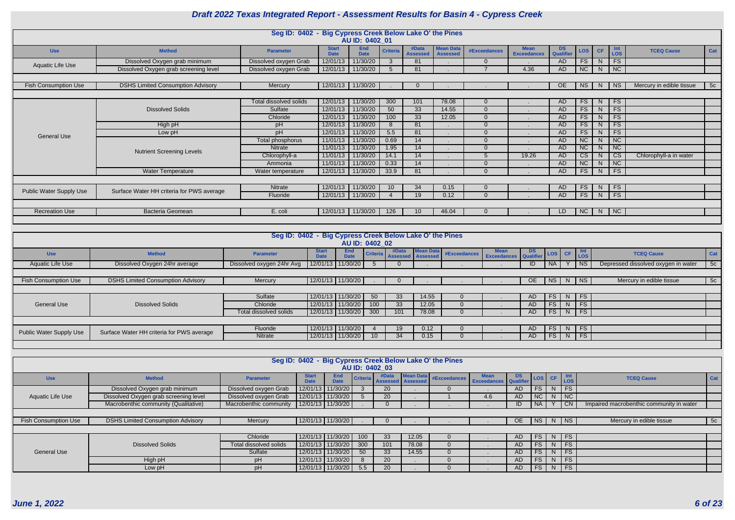# Draft 2022 Texas Integrated Report - Assessment Results for Basin 4 - Cypress Creek

## Seg ID: 0402 - Big Cypress Creek Below Lake O' the Pines

### AU ID: 0402_01

| Use | Method | Parameter | Start Date | End Date | Criteria | #Data Assessed | Mean Data Assessed | #Exceedances | Mean Exceedances | DS Qualifier | LOS | CF | Int LOS | TCEQ Cause | Cat |
|---|---|---|---|---|---|---|---|---|---|---|---|---|---|---|---|
| Aquatic Life Use | Dissolved Oxygen grab minimum | Dissolved oxygen Grab | 12/01/13 | 11/30/20 | 3 | 81 | . | 0 | . | AD | FS | N | FS | | |
| | Dissolved Oxygen grab screening level | Dissolved oxygen Grab | 12/01/13 | 11/30/20 | 5 | 81 | . | 7 | 4.36 | AD | NC | N | NC | | |
| Fish Consumption Use | DSHS Limited Consumption Advisory | Mercury | 12/01/13 | 11/30/20 | . | 0 | . | . | . | OE | NS | N | NS | Mercury in edible tissue | 5c |
| General Use | Dissolved Solids | Total dissolved solids | 12/01/13 | 11/30/20 | 300 | 101 | 78.08 | 0 | . | AD | FS | N | FS | | |
| | | Sulfate | 12/01/13 | 11/30/20 | 50 | 33 | 14.55 | 0 | . | AD | FS | N | FS | | |
| | | Chloride | 12/01/13 | 11/30/20 | 100 | 33 | 12.05 | 0 | . | AD | FS | N | FS | | |
| | High pH | pH | 12/01/13 | 11/30/20 | 8 | 81 | . | 0 | . | AD | FS | N | FS | | |
| | Low pH | pH | 12/01/13 | 11/30/20 | 5.5 | 81 | . | 0 | . | AD | FS | N | FS | | |
| | Nutrient Screening Levels | Total phosphorus | 11/01/13 | 11/30/20 | 0.69 | 14 | . | 0 | . | AD | NC | N | NC | | |
| | | Nitrate | 11/01/13 | 11/30/20 | 1.95 | 14 | . | 0 | . | AD | NC | N | NC | | |
| | | Chlorophyll-a | 11/01/13 | 11/30/20 | 14.1 | 14 | . | 5 | 19.26 | AD | CS | N | CS | Chlorophyll-a in water | |
| | | Ammonia | 11/01/13 | 11/30/20 | 0.33 | 14 | . | 0 | . | AD | NC | N | NC | | |
| | Water Temperature | Water temperature | 12/01/13 | 11/30/20 | 33.9 | 81 | . | 0 | . | AD | FS | N | FS | | |
| Public Water Supply Use | Surface Water HH criteria for PWS average | Nitrate | 12/01/13 | 11/30/20 | 10 | 34 | 0.15 | 0 | . | AD | FS | N | FS | | |
| | | Fluoride | 12/01/13 | 11/30/20 | 4 | 19 | 0.12 | 0 | . | AD | FS | N | FS | | |
| Recreation Use | Bacteria Geomean | E. coli | 12/01/13 | 11/30/20 | 126 | 10 | 46.04 | 0 | . | LD | NC | N | NC | | |

## Seg ID: 0402 - Big Cypress Creek Below Lake O' the Pines

### AU ID: 0402_02

| Use | Method | Parameter | Start Date | End Date | Criteria | #Data Assessed | Mean Data Assessed | #Exceedances | Mean Exceedances | DS Qualifier | LOS | CF | Int LOS | TCEQ Cause | Cat |
|---|---|---|---|---|---|---|---|---|---|---|---|---|---|---|---|
| Aquatic Life Use | Dissolved Oxygen 24hr average | Dissolved oxygen 24hr Avg | 12/01/13 | 11/30/20 | 5 | 0 | . | . | . | ID | NA | Y | NS | Depressed dissolved oxygen in water | 5c |
| Fish Consumption Use | DSHS Limited Consumption Advisory | Mercury | 12/01/13 | 11/30/20 | . | 0 | . | . | . | OE | NS | N | NS | Mercury in edible tissue | 5c |
| General Use | Dissolved Solids | Sulfate | 12/01/13 | 11/30/20 | 50 | 33 | 14.55 | 0 | . | AD | FS | N | FS | | |
| | | Chloride | 12/01/13 | 11/30/20 | 100 | 33 | 12.05 | 0 | . | AD | FS | N | FS | | |
| | | Total dissolved solids | 12/01/13 | 11/30/20 | 300 | 101 | 78.08 | 0 | . | AD | FS | N | FS | | |
| Public Water Supply Use | Surface Water HH criteria for PWS average | Fluoride | 12/01/13 | 11/30/20 | 4 | 19 | 0.12 | 0 | . | AD | FS | N | FS | | |
| | | Nitrate | 12/01/13 | 11/30/20 | 10 | 34 | 0.15 | 0 | . | AD | FS | N | FS | | |

## Seg ID: 0402 - Big Cypress Creek Below Lake O' the Pines

### AU ID: 0402_03

| Use | Method | Parameter | Start Date | End Date | Criteria | #Data Assessed | Mean Data Assessed | #Exceedances | Mean Exceedances | DS Qualifier | LOS | CF | Int LOS | TCEQ Cause | Cat |
|---|---|---|---|---|---|---|---|---|---|---|---|---|---|---|---|
| Aquatic Life Use | Dissolved Oxygen grab minimum | Dissolved oxygen Grab | 12/01/13 | 11/30/20 | 3 | 20 | . | 0 | . | AD | FS | N | FS | | |
| | Dissolved Oxygen grab screening level | Dissolved oxygen Grab | 12/01/13 | 11/30/20 | 5 | 20 | . | 1 | 4.6 | AD | NC | N | NC | | |
| | Macrobenthic community (Qualitative) | Macrobenthic community | 12/01/13 | 11/30/20 | . | 0 | . | . | . | ID | NA | Y | CN | Impaired macrobenthic community in water | |
| Fish Consumption Use | DSHS Limited Consumption Advisory | Mercury | 12/01/13 | 11/30/20 | . | 0 | . | . | . | OE | NS | N | NS | Mercury in edible tissue | 5c |
| General Use | Dissolved Solids | Chloride | 12/01/13 | 11/30/20 | 100 | 33 | 12.05 | 0 | . | AD | FS | N | FS | | |
| | | Total dissolved solids | 12/01/13 | 11/30/20 | 300 | 101 | 78.08 | 0 | . | AD | FS | N | FS | | |
| | | Sulfate | 12/01/13 | 11/30/20 | 50 | 33 | 14.55 | 0 | . | AD | FS | N | FS | | |
| | High pH | pH | 12/01/13 | 11/30/20 | 8 | 20 | . | 0 | . | AD | FS | N | FS | | |
| | Low pH | pH | 12/01/13 | 11/30/20 | 5.5 | 20 | . | 0 | . | AD | FS | N | FS | | |

*June 1, 2022*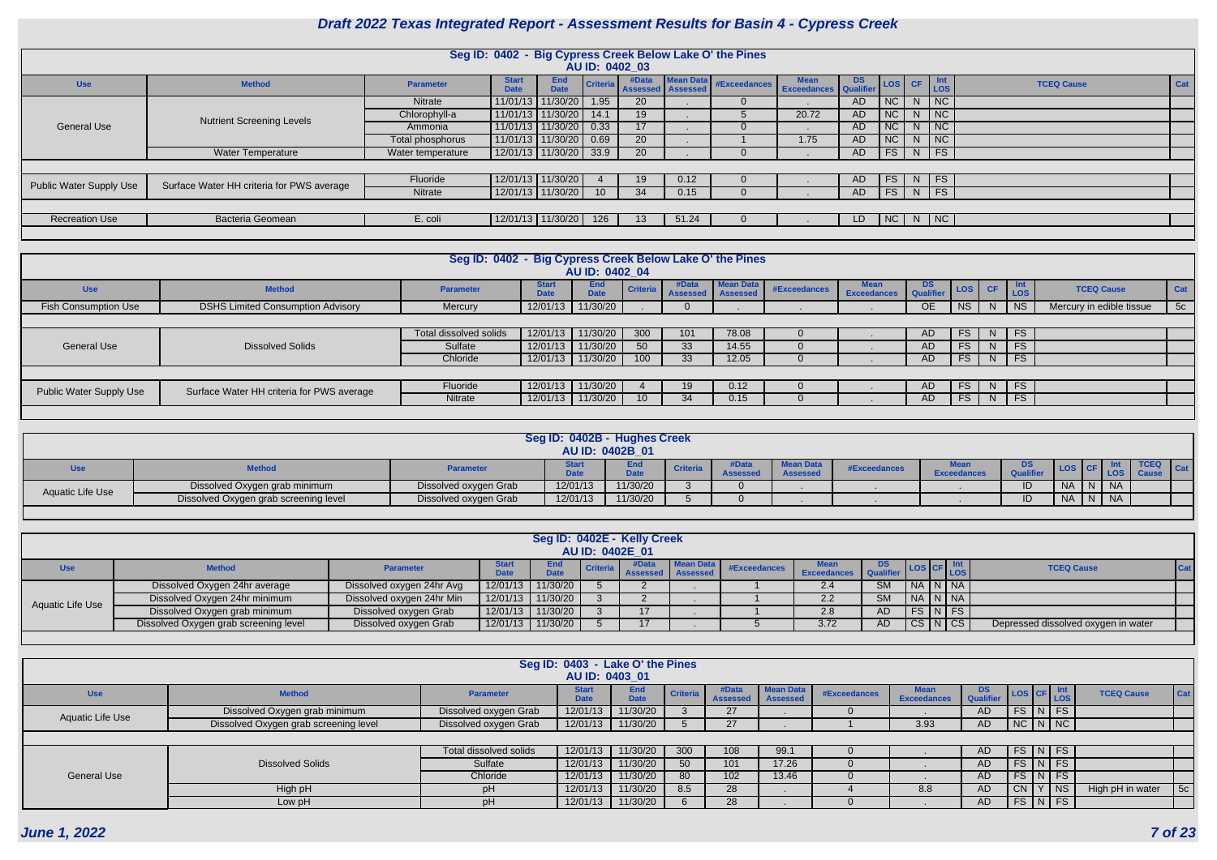# Draft 2022 Texas Integrated Report - Assessment Results for Basin 4 - Cypress Creek

## Seg ID: 0402 - Big Cypress Creek Below Lake O' the Pines
### AU ID: 0402_03

| Use | Method | Parameter | Start Date | End Date | Criteria | #Data Assessed | Mean Data Assessed | #Exceedances | Mean Exceedances | DS Qualifier | LOS | CF | Int LOS | TCEQ Cause | Cat |
|---|---|---|---|---|---|---|---|---|---|---|---|---|---|---|---|
| General Use | Nutrient Screening Levels | Nitrate | 11/01/13 | 11/30/20 | 1.95 | 20 | . | 0 | . | AD | NC | N | NC | | |
| | | Chlorophyll-a | 11/01/13 | 11/30/20 | 14.1 | 19 | . | 5 | 20.72 | AD | NC | N | NC | | |
| | | Ammonia | 11/01/13 | 11/30/20 | 0.33 | 17 | . | 0 | . | AD | NC | N | NC | | |
| | | Total phosphorus | 11/01/13 | 11/30/20 | 0.69 | 20 | . | 1 | 1.75 | AD | NC | N | NC | | |
| | Water Temperature | Water temperature | 12/01/13 | 11/30/20 | 33.9 | 20 | . | 0 | . | AD | FS | N | FS | | |
| Public Water Supply Use | Surface Water HH criteria for PWS average | Fluoride | 12/01/13 | 11/30/20 | 4 | 19 | 0.12 | 0 | . | AD | FS | N | FS | | |
| | | Nitrate | 12/01/13 | 11/30/20 | 10 | 34 | 0.15 | 0 | . | AD | FS | N | FS | | |
| Recreation Use | Bacteria Geomean | E. coli | 12/01/13 | 11/30/20 | 126 | 13 | 51.24 | 0 | . | LD | NC | N | NC | | |

## Seg ID: 0402 - Big Cypress Creek Below Lake O' the Pines
### AU ID: 0402_04

| Use | Method | Parameter | Start Date | End Date | Criteria | #Data Assessed | Mean Data Assessed | #Exceedances | Mean Exceedances | DS Qualifier | LOS | CF | Int LOS | TCEQ Cause | Cat |
|---|---|---|---|---|---|---|---|---|---|---|---|---|---|---|---|
| Fish Consumption Use | DSHS Limited Consumption Advisory | Mercury | 12/01/13 | 11/30/20 | . | 0 | . | . | . | OE | NS | N | NS | Mercury in edible tissue | 5c |
| General Use | Dissolved Solids | Total dissolved solids | 12/01/13 | 11/30/20 | 300 | 101 | 78.08 | 0 | . | AD | FS | N | FS | | |
| | | Sulfate | 12/01/13 | 11/30/20 | 50 | 33 | 14.55 | 0 | . | AD | FS | N | FS | | |
| | | Chloride | 12/01/13 | 11/30/20 | 100 | 33 | 12.05 | 0 | . | AD | FS | N | FS | | |
| Public Water Supply Use | Surface Water HH criteria for PWS average | Fluoride | 12/01/13 | 11/30/20 | 4 | 19 | 0.12 | 0 | . | AD | FS | N | FS | | |
| | | Nitrate | 12/01/13 | 11/30/20 | 10 | 34 | 0.15 | 0 | . | AD | FS | N | FS | | |

## Seg ID: 0402B - Hughes Creek
### AU ID: 0402B_01

| Use | Method | Parameter | Start Date | End Date | Criteria | #Data Assessed | Mean Data Assessed | #Exceedances | Mean Exceedances | DS Qualifier | LOS | CF | Int LOS | TCEQ Cause | Cat |
|---|---|---|---|---|---|---|---|---|---|---|---|---|---|---|---|
| Aquatic Life Use | Dissolved Oxygen grab minimum | Dissolved oxygen Grab | 12/01/13 | 11/30/20 | 3 | 0 | . | . | . | ID | NA | N | NA | | |
| | Dissolved Oxygen grab screening level | Dissolved oxygen Grab | 12/01/13 | 11/30/20 | 5 | 0 | . | . | . | ID | NA | N | NA | | |

## Seg ID: 0402E - Kelly Creek
### AU ID: 0402E_01

| Use | Method | Parameter | Start Date | End Date | Criteria | #Data Assessed | Mean Data Assessed | #Exceedances | Mean Exceedances | DS Qualifier | LOS | CF | Int LOS | TCEQ Cause | Cat |
|---|---|---|---|---|---|---|---|---|---|---|---|---|---|---|---|
| Aquatic Life Use | Dissolved Oxygen 24hr average | Dissolved oxygen 24hr Avg | 12/01/13 | 11/30/20 | 5 | 2 | . | 1 | 2.4 | SM | NA | N | NA | | |
| | Dissolved Oxygen 24hr minimum | Dissolved oxygen 24hr Min | 12/01/13 | 11/30/20 | 3 | 2 | . | 1 | 2.2 | SM | NA | N | NA | | |
| | Dissolved Oxygen grab minimum | Dissolved oxygen Grab | 12/01/13 | 11/30/20 | 3 | 17 | . | 1 | 2.8 | AD | FS | N | FS | | |
| | Dissolved Oxygen grab screening level | Dissolved oxygen Grab | 12/01/13 | 11/30/20 | 5 | 17 | . | 5 | 3.72 | AD | CS | N | CS | Depressed dissolved oxygen in water | |

## Seg ID: 0403 - Lake O' the Pines
### AU ID: 0403_01

| Use | Method | Parameter | Start Date | End Date | Criteria | #Data Assessed | Mean Data Assessed | #Exceedances | Mean Exceedances | DS Qualifier | LOS | CF | Int LOS | TCEQ Cause | Cat |
|---|---|---|---|---|---|---|---|---|---|---|---|---|---|---|---|
| Aquatic Life Use | Dissolved Oxygen grab minimum | Dissolved oxygen Grab | 12/01/13 | 11/30/20 | 3 | 27 | . | 0 | . | AD | FS | N | FS | | |
| | Dissolved Oxygen grab screening level | Dissolved oxygen Grab | 12/01/13 | 11/30/20 | 5 | 27 | . | 1 | 3.93 | AD | NC | N | NC | | |
| General Use | Dissolved Solids | Total dissolved solids | 12/01/13 | 11/30/20 | 300 | 108 | 99.1 | 0 | . | AD | FS | N | FS | | |
| | | Sulfate | 12/01/13 | 11/30/20 | 50 | 101 | 17.26 | 0 | . | AD | FS | N | FS | | |
| | | Chloride | 12/01/13 | 11/30/20 | 80 | 102 | 13.46 | 0 | . | AD | FS | N | FS | | |
| | High pH | pH | 12/01/13 | 11/30/20 | 8.5 | 28 | . | 4 | 8.8 | AD | CN | Y | NS | High pH in water | 5c |
| | Low pH | pH | 12/01/13 | 11/30/20 | 6 | 28 | . | 0 | . | AD | FS | N | FS | | |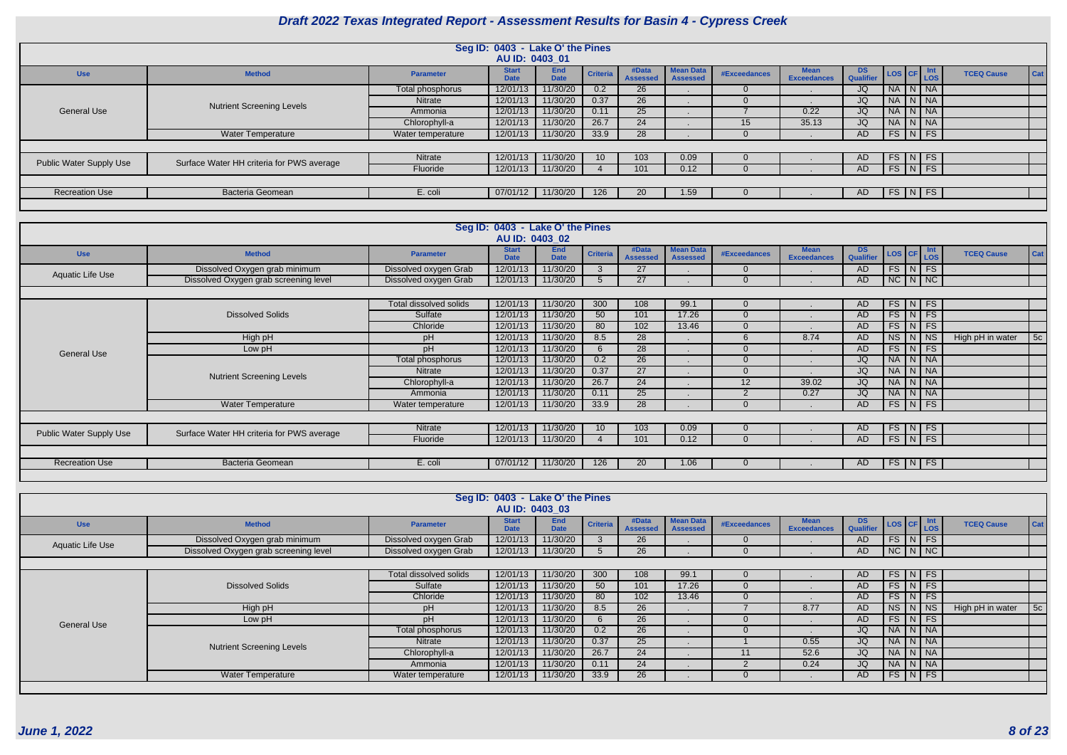# Draft 2022 Texas Integrated Report - Assessment Results for Basin 4 - Cypress Creek

## Seg ID: 0403 - Lake O' the Pines
### AU ID: 0403_01

| Use | Method | Parameter | Start Date | End Date | Criteria | #Data Assessed | Mean Data Assessed | #Exceedances | Mean Exceedances | DS Qualifier | LOS | CF | Int LOS | TCEQ Cause | Cat |
|---|---|---|---|---|---|---|---|---|---|---|---|---|---|---|---|
| General Use | Nutrient Screening Levels | Total phosphorus | 12/01/13 | 11/30/20 | 0.2 | 26 | . | 0 | . | JQ | NA | N | NA | | |
| | | Nitrate | 12/01/13 | 11/30/20 | 0.37 | 26 | . | 0 | . | JQ | NA | N | NA | | |
| | | Ammonia | 12/01/13 | 11/30/20 | 0.11 | 25 | . | 7 | 0.22 | JQ | NA | N | NA | | |
| | | Chlorophyll-a | 12/01/13 | 11/30/20 | 26.7 | 24 | . | 15 | 35.13 | JQ | NA | N | NA | | |
| | Water Temperature | Water temperature | 12/01/13 | 11/30/20 | 33.9 | 28 | . | 0 | . | AD | FS | N | FS | | |
| Public Water Supply Use | Surface Water HH criteria for PWS average | Nitrate | 12/01/13 | 11/30/20 | 10 | 103 | 0.09 | 0 | . | AD | FS | N | FS | | |
| | | Fluoride | 12/01/13 | 11/30/20 | 4 | 101 | 0.12 | 0 | . | AD | FS | N | FS | | |
| Recreation Use | Bacteria Geomean | E. coli | 07/01/12 | 11/30/20 | 126 | 20 | 1.59 | 0 | . | AD | FS | N | FS | | |

## Seg ID: 0403 - Lake O' the Pines
### AU ID: 0403_02

| Use | Method | Parameter | Start Date | End Date | Criteria | #Data Assessed | Mean Data Assessed | #Exceedances | Mean Exceedances | DS Qualifier | LOS | CF | Int LOS | TCEQ Cause | Cat |
|---|---|---|---|---|---|---|---|---|---|---|---|---|---|---|---|
| Aquatic Life Use | Dissolved Oxygen grab minimum | Dissolved oxygen Grab | 12/01/13 | 11/30/20 | 3 | 27 | . | 0 | . | AD | FS | N | FS | | |
| | Dissolved Oxygen grab screening level | Dissolved oxygen Grab | 12/01/13 | 11/30/20 | 5 | 27 | . | 0 | . | AD | NC | N | NC | | |
| General Use | Dissolved Solids | Total dissolved solids | 12/01/13 | 11/30/20 | 300 | 108 | 99.1 | 0 | . | AD | FS | N | FS | | |
| | | Sulfate | 12/01/13 | 11/30/20 | 50 | 101 | 17.26 | 0 | . | AD | FS | N | FS | | |
| | | Chloride | 12/01/13 | 11/30/20 | 80 | 102 | 13.46 | 0 | . | AD | FS | N | FS | | |
| | High pH | pH | 12/01/13 | 11/30/20 | 8.5 | 28 | . | 6 | 8.74 | AD | NS | N | NS | High pH in water | 5c |
| | Low pH | pH | 12/01/13 | 11/30/20 | 6 | 28 | . | 0 | . | AD | FS | N | FS | | |
| | Nutrient Screening Levels | Total phosphorus | 12/01/13 | 11/30/20 | 0.2 | 26 | . | 0 | . | JQ | NA | N | NA | | |
| | | Nitrate | 12/01/13 | 11/30/20 | 0.37 | 27 | . | 0 | . | JQ | NA | N | NA | | |
| | | Chlorophyll-a | 12/01/13 | 11/30/20 | 26.7 | 24 | . | 12 | 39.02 | JQ | NA | N | NA | | |
| | | Ammonia | 12/01/13 | 11/30/20 | 0.11 | 25 | . | 2 | 0.27 | JQ | NA | N | NA | | |
| | Water Temperature | Water temperature | 12/01/13 | 11/30/20 | 33.9 | 28 | . | 0 | . | AD | FS | N | FS | | |
| Public Water Supply Use | Surface Water HH criteria for PWS average | Nitrate | 12/01/13 | 11/30/20 | 10 | 103 | 0.09 | 0 | . | AD | FS | N | FS | | |
| | | Fluoride | 12/01/13 | 11/30/20 | 4 | 101 | 0.12 | 0 | . | AD | FS | N | FS | | |
| Recreation Use | Bacteria Geomean | E. coli | 07/01/12 | 11/30/20 | 126 | 20 | 1.06 | 0 | . | AD | FS | N | FS | | |

## Seg ID: 0403 - Lake O' the Pines
### AU ID: 0403_03

| Use | Method | Parameter | Start Date | End Date | Criteria | #Data Assessed | Mean Data Assessed | #Exceedances | Mean Exceedances | DS Qualifier | LOS | CF | Int LOS | TCEQ Cause | Cat |
|---|---|---|---|---|---|---|---|---|---|---|---|---|---|---|---|
| Aquatic Life Use | Dissolved Oxygen grab minimum | Dissolved oxygen Grab | 12/01/13 | 11/30/20 | 3 | 26 | . | 0 | . | AD | FS | N | FS | | |
| | Dissolved Oxygen grab screening level | Dissolved oxygen Grab | 12/01/13 | 11/30/20 | 5 | 26 | . | 0 | . | AD | NC | N | NC | | |
| General Use | Dissolved Solids | Total dissolved solids | 12/01/13 | 11/30/20 | 300 | 108 | 99.1 | 0 | . | AD | FS | N | FS | | |
| | | Sulfate | 12/01/13 | 11/30/20 | 50 | 101 | 17.26 | 0 | . | AD | FS | N | FS | | |
| | | Chloride | 12/01/13 | 11/30/20 | 80 | 102 | 13.46 | 0 | . | AD | FS | N | FS | | |
| | High pH | pH | 12/01/13 | 11/30/20 | 8.5 | 26 | . | 7 | 8.77 | AD | NS | N | NS | High pH in water | 5c |
| | Low pH | pH | 12/01/13 | 11/30/20 | 6 | 26 | . | 0 | . | AD | FS | N | FS | | |
| | Nutrient Screening Levels | Total phosphorus | 12/01/13 | 11/30/20 | 0.2 | 26 | . | 0 | . | JQ | NA | N | NA | | |
| | | Nitrate | 12/01/13 | 11/30/20 | 0.37 | 25 | . | 1 | 0.55 | JQ | NA | N | NA | | |
| | | Chlorophyll-a | 12/01/13 | 11/30/20 | 26.7 | 24 | . | 11 | 52.6 | JQ | NA | N | NA | | |
| | | Ammonia | 12/01/13 | 11/30/20 | 0.11 | 24 | . | 2 | 0.24 | JQ | NA | N | NA | | |
| | Water Temperature | Water temperature | 12/01/13 | 11/30/20 | 33.9 | 26 | . | 0 | . | AD | FS | N | FS | | |

*June 1, 2022*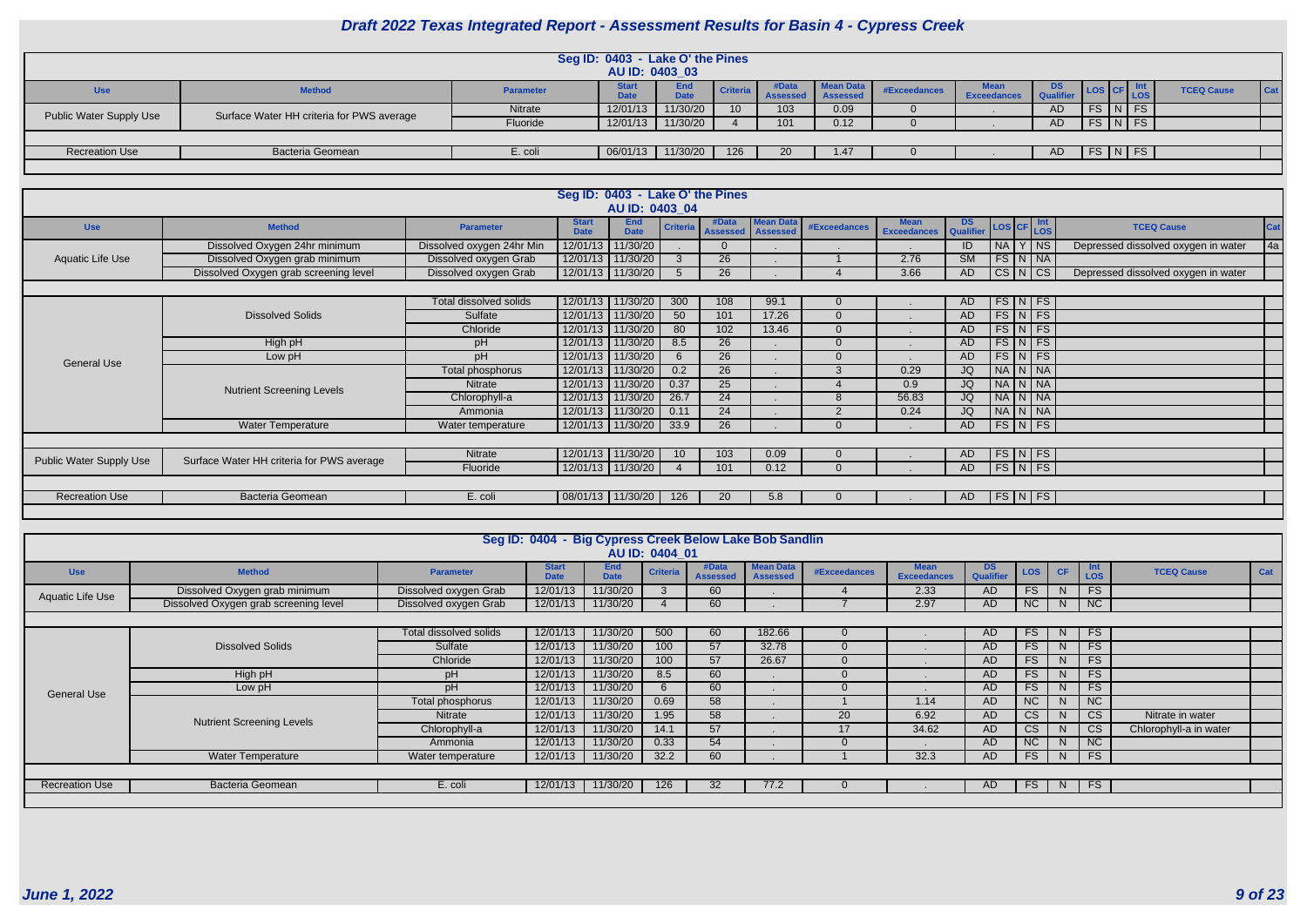# Draft 2022 Texas Integrated Report - Assessment Results for Basin 4 - Cypress Creek

## Seg ID: 0403 - Lake O' the Pines

### AU ID: 0403_03

| Use | Method | Parameter | Start Date | End Date | Criteria | #Data Assessed | Mean Data Assessed | #Exceedances | Mean Exceedances | DS Qualifier | LOS | CF | Int LOS | TCEQ Cause | Cat |
|---|---|---|---|---|---|---|---|---|---|---|---|---|---|---|---|
| Public Water Supply Use | Surface Water HH criteria for PWS average | Nitrate | 12/01/13 | 11/30/20 | 10 | 103 | 0.09 | 0 | . | AD | FS | N | FS | | |
| | | Fluoride | 12/01/13 | 11/30/20 | 4 | 101 | 0.12 | 0 | . | AD | FS | N | FS | | |
| Recreation Use | Bacteria Geomean | E. coli | 06/01/13 | 11/30/20 | 126 | 20 | 1.47 | 0 | . | AD | FS | N | FS | | |

### AU ID: 0403_04

| Use | Method | Parameter | Start Date | End Date | Criteria | #Data Assessed | Mean Data Assessed | #Exceedances | Mean Exceedances | DS Qualifier | LOS | CF | Int LOS | TCEQ Cause | Cat |
|---|---|---|---|---|---|---|---|---|---|---|---|---|---|---|---|
| Aquatic Life Use | Dissolved Oxygen 24hr minimum | Dissolved oxygen 24hr Min | 12/01/13 | 11/30/20 | . | 0 | . | . | . | ID | NA | Y | NS | Depressed dissolved oxygen in water | 4a |
| | Dissolved Oxygen grab minimum | Dissolved oxygen Grab | 12/01/13 | 11/30/20 | 3 | 26 | . | 1 | 2.76 | SM | FS | N | NA | | |
| | Dissolved Oxygen grab screening level | Dissolved oxygen Grab | 12/01/13 | 11/30/20 | 5 | 26 | . | 4 | 3.66 | AD | CS | N | CS | Depressed dissolved oxygen in water | |
| General Use | Dissolved Solids | Total dissolved solids | 12/01/13 | 11/30/20 | 300 | 108 | 99.1 | 0 | . | AD | FS | N | FS | | |
| | | Sulfate | 12/01/13 | 11/30/20 | 50 | 101 | 17.26 | 0 | . | AD | FS | N | FS | | |
| | | Chloride | 12/01/13 | 11/30/20 | 80 | 102 | 13.46 | 0 | . | AD | FS | N | FS | | |
| | High pH | pH | 12/01/13 | 11/30/20 | 8.5 | 26 | . | 0 | . | AD | FS | N | FS | | |
| | Low pH | pH | 12/01/13 | 11/30/20 | 6 | 26 | . | 0 | . | AD | FS | N | FS | | |
| | Nutrient Screening Levels | Total phosphorus | 12/01/13 | 11/30/20 | 0.2 | 26 | . | 3 | 0.29 | JQ | NA | N | NA | | |
| | | Nitrate | 12/01/13 | 11/30/20 | 0.37 | 25 | . | 4 | 0.9 | JQ | NA | N | NA | | |
| | | Chlorophyll-a | 12/01/13 | 11/30/20 | 26.7 | 24 | . | 8 | 56.83 | JQ | NA | N | NA | | |
| | | Ammonia | 12/01/13 | 11/30/20 | 0.11 | 24 | . | 2 | 0.24 | JQ | NA | N | NA | | |
| | Water Temperature | Water temperature | 12/01/13 | 11/30/20 | 33.9 | 26 | . | 0 | . | AD | FS | N | FS | | |
| Public Water Supply Use | Surface Water HH criteria for PWS average | Nitrate | 12/01/13 | 11/30/20 | 10 | 103 | 0.09 | 0 | . | AD | FS | N | FS | | |
| | | Fluoride | 12/01/13 | 11/30/20 | 4 | 101 | 0.12 | 0 | . | AD | FS | N | FS | | |
| Recreation Use | Bacteria Geomean | E. coli | 08/01/13 | 11/30/20 | 126 | 20 | 5.8 | 0 | . | AD | FS | N | FS | | |

## Seg ID: 0404 - Big Cypress Creek Below Lake Bob Sandlin

### AU ID: 0404_01

| Use | Method | Parameter | Start Date | End Date | Criteria | #Data Assessed | Mean Data Assessed | #Exceedances | Mean Exceedances | DS Qualifier | LOS | CF | Int LOS | TCEQ Cause | Cat |
|---|---|---|---|---|---|---|---|---|---|---|---|---|---|---|---|
| Aquatic Life Use | Dissolved Oxygen grab minimum | Dissolved oxygen Grab | 12/01/13 | 11/30/20 | 3 | 60 | . | 4 | 2.33 | AD | FS | N | FS | | |
| | Dissolved Oxygen grab screening level | Dissolved oxygen Grab | 12/01/13 | 11/30/20 | 4 | 60 | . | 7 | 2.97 | AD | NC | N | NC | | |
| General Use | Dissolved Solids | Total dissolved solids | 12/01/13 | 11/30/20 | 500 | 60 | 182.66 | 0 | . | AD | FS | N | FS | | |
| | | Sulfate | 12/01/13 | 11/30/20 | 100 | 57 | 32.78 | 0 | . | AD | FS | N | FS | | |
| | | Chloride | 12/01/13 | 11/30/20 | 100 | 57 | 26.67 | 0 | . | AD | FS | N | FS | | |
| | High pH | pH | 12/01/13 | 11/30/20 | 8.5 | 60 | . | 0 | . | AD | FS | N | FS | | |
| | Low pH | pH | 12/01/13 | 11/30/20 | 6 | 60 | . | 0 | . | AD | FS | N | FS | | |
| | Nutrient Screening Levels | Total phosphorus | 12/01/13 | 11/30/20 | 0.69 | 58 | . | 1 | 1.14 | AD | NC | N | NC | | |
| | | Nitrate | 12/01/13 | 11/30/20 | 1.95 | 58 | . | 20 | 6.92 | AD | CS | N | CS | Nitrate in water | |
| | | Chlorophyll-a | 12/01/13 | 11/30/20 | 14.1 | 57 | . | 17 | 34.62 | AD | CS | N | CS | Chlorophyll-a in water | |
| | | Ammonia | 12/01/13 | 11/30/20 | 0.33 | 54 | . | 0 | . | AD | NC | N | NC | | |
| | Water Temperature | Water temperature | 12/01/13 | 11/30/20 | 32.2 | 60 | . | 1 | 32.3 | AD | FS | N | FS | | |
| Recreation Use | Bacteria Geomean | E. coli | 12/01/13 | 11/30/20 | 126 | 32 | 77.2 | 0 | . | AD | FS | N | FS | | |

June 1, 2022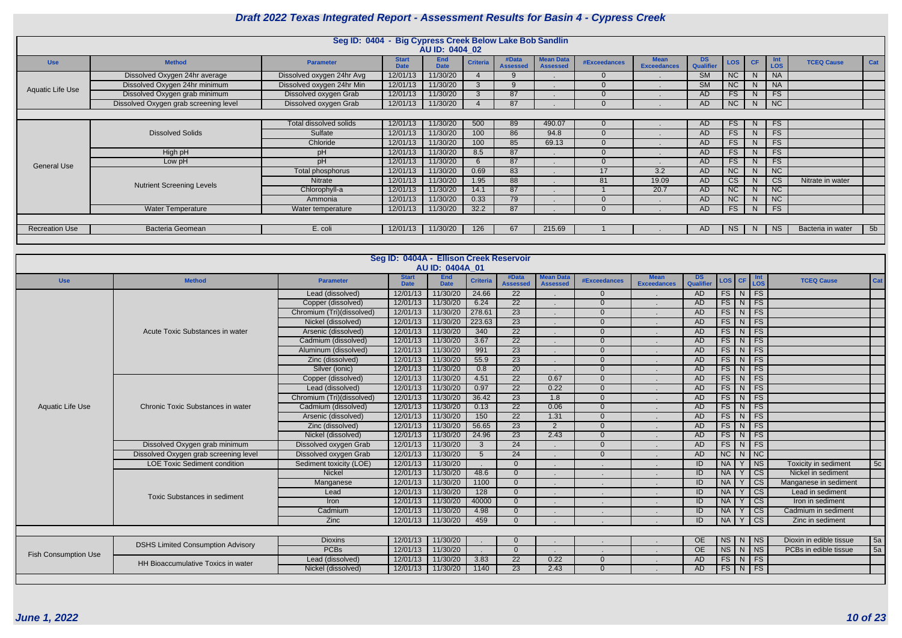# Draft 2022 Texas Integrated Report - Assessment Results for Basin 4 - Cypress Creek

## Seg ID: 0404 - Big Cypress Creek Below Lake Bob Sandlin

### AU ID: 0404_02

| Use | Method | Parameter | Start Date | End Date | Criteria | #Data Assessed | Mean Data Assessed | #Exceedances | Mean Exceedances | DS Qualifier | LOS | CF | Int LOS | TCEQ Cause | Cat |
|---|---|---|---|---|---|---|---|---|---|---|---|---|---|---|---|
| Aquatic Life Use | Dissolved Oxygen 24hr average | Dissolved oxygen 24hr Avg | 12/01/13 | 11/30/20 | 4 | 9 | . | 0 | . | SM | NC | N | NA | | |
| | Dissolved Oxygen 24hr minimum | Dissolved oxygen 24hr Min | 12/01/13 | 11/30/20 | 3 | 9 | . | 0 | . | SM | NC | N | NA | | |
| | Dissolved Oxygen grab minimum | Dissolved oxygen Grab | 12/01/13 | 11/30/20 | 3 | 87 | . | 0 | . | AD | FS | N | FS | | |
| | Dissolved Oxygen grab screening level | Dissolved oxygen Grab | 12/01/13 | 11/30/20 | 4 | 87 | . | 0 | . | AD | NC | N | NC | | |
| General Use | Dissolved Solids | Total dissolved solids | 12/01/13 | 11/30/20 | 500 | 89 | 490.07 | 0 | . | AD | FS | N | FS | | |
| | | Sulfate | 12/01/13 | 11/30/20 | 100 | 86 | 94.8 | 0 | . | AD | FS | N | FS | | |
| | | Chloride | 12/01/13 | 11/30/20 | 100 | 85 | 69.13 | 0 | . | AD | FS | N | FS | | |
| | High pH | pH | 12/01/13 | 11/30/20 | 8.5 | 87 | . | 0 | . | AD | FS | N | FS | | |
| | Low pH | pH | 12/01/13 | 11/30/20 | 6 | 87 | . | 0 | . | AD | FS | N | FS | | |
| | Nutrient Screening Levels | Total phosphorus | 12/01/13 | 11/30/20 | 0.69 | 83 | . | 17 | 3.2 | AD | NC | N | NC | | |
| | | Nitrate | 12/01/13 | 11/30/20 | 1.95 | 88 | . | 81 | 19.09 | AD | CS | N | CS | Nitrate in water | |
| | | Chlorophyll-a | 12/01/13 | 11/30/20 | 14.1 | 87 | . | 1 | 20.7 | AD | NC | N | NC | | |
| | | Ammonia | 12/01/13 | 11/30/20 | 0.33 | 79 | . | 0 | . | AD | NC | N | NC | | |
| | Water Temperature | Water temperature | 12/01/13 | 11/30/20 | 32.2 | 87 | . | 0 | . | AD | FS | N | FS | | |
| Recreation Use | Bacteria Geomean | E. coli | 12/01/13 | 11/30/20 | 126 | 67 | 215.69 | 1 | . | AD | NS | N | NS | Bacteria in water | 5b |

## Seg ID: 0404A - Ellison Creek Reservoir

### AU ID: 0404A_01

| Use | Method | Parameter | Start Date | End Date | Criteria | #Data Assessed | Mean Data Assessed | #Exceedances | Mean Exceedances | DS Qualifier | LOS | CF | Int LOS | TCEQ Cause | Cat |
|---|---|---|---|---|---|---|---|---|---|---|---|---|---|---|---|
| Aquatic Life Use | Acute Toxic Substances in water | Lead (dissolved) | 12/01/13 | 11/30/20 | 24.66 | 22 | . | 0 | . | AD | FS | N | FS | | |
| | | Copper (dissolved) | 12/01/13 | 11/30/20 | 6.24 | 22 | . | 0 | . | AD | FS | N | FS | | |
| | | Chromium (Tri)(dissolved) | 12/01/13 | 11/30/20 | 278.61 | 23 | . | 0 | . | AD | FS | N | FS | | |
| | | Nickel (dissolved) | 12/01/13 | 11/30/20 | 223.63 | 23 | . | 0 | . | AD | FS | N | FS | | |
| | | Arsenic (dissolved) | 12/01/13 | 11/30/20 | 340 | 22 | . | 0 | . | AD | FS | N | FS | | |
| | | Cadmium (dissolved) | 12/01/13 | 11/30/20 | 3.67 | 22 | . | 0 | . | AD | FS | N | FS | | |
| | | Aluminum (dissolved) | 12/01/13 | 11/30/20 | 991 | 23 | . | 0 | . | AD | FS | N | FS | | |
| | | Zinc (dissolved) | 12/01/13 | 11/30/20 | 55.9 | 23 | . | 0 | . | AD | FS | N | FS | | |
| | | Silver (ionic) | 12/01/13 | 11/30/20 | 0.8 | 20 | . | 0 | . | AD | FS | N | FS | | |
| | Chronic Toxic Substances in water | Copper (dissolved) | 12/01/13 | 11/30/20 | 4.51 | 22 | 0.67 | 0 | . | AD | FS | N | FS | | |
| | | Lead (dissolved) | 12/01/13 | 11/30/20 | 0.97 | 22 | 0.22 | 0 | . | AD | FS | N | FS | | |
| | | Chromium (Tri)(dissolved) | 12/01/13 | 11/30/20 | 36.42 | 23 | 1.8 | 0 | . | AD | FS | N | FS | | |
| | | Cadmium (dissolved) | 12/01/13 | 11/30/20 | 0.13 | 22 | 0.06 | 0 | . | AD | FS | N | FS | | |
| | | Arsenic (dissolved) | 12/01/13 | 11/30/20 | 150 | 22 | 1.31 | 0 | . | AD | FS | N | FS | | |
| | | Zinc (dissolved) | 12/01/13 | 11/30/20 | 56.65 | 23 | 2 | 0 | . | AD | FS | N | FS | | |
| | | Nickel (dissolved) | 12/01/13 | 11/30/20 | 24.96 | 23 | 2.43 | 0 | . | AD | FS | N | FS | | |
| | Dissolved Oxygen grab minimum | Dissolved oxygen Grab | 12/01/13 | 11/30/20 | 3 | 24 | . | 0 | . | AD | FS | N | FS | | |
| | Dissolved Oxygen grab screening level | Dissolved oxygen Grab | 12/01/13 | 11/30/20 | 5 | 24 | . | 0 | . | AD | NC | N | NC | | |
| | LOE Toxic Sediment condition | Sediment toxicity (LOE) | 12/01/13 | 11/30/20 | . | 0 | . | . | . | ID | NA | Y | NS | Toxicity in sediment | 5c |
| | Toxic Substances in sediment | Nickel | 12/01/13 | 11/30/20 | 48.6 | 0 | . | . | . | ID | NA | Y | CS | Nickel in sediment | |
| | | Manganese | 12/01/13 | 11/30/20 | 1100 | 0 | . | . | . | ID | NA | Y | CS | Manganese in sediment | |
| | | Lead | 12/01/13 | 11/30/20 | 128 | 0 | . | . | . | ID | NA | Y | CS | Lead in sediment | |
| | | Iron | 12/01/13 | 11/30/20 | 40000 | 0 | . | . | . | ID | NA | Y | CS | Iron in sediment | |
| | | Cadmium | 12/01/13 | 11/30/20 | 4.98 | 0 | . | . | . | ID | NA | Y | CS | Cadmium in sediment | |
| | | Zinc | 12/01/13 | 11/30/20 | 459 | 0 | . | . | . | ID | NA | Y | CS | Zinc in sediment | |
| Fish Consumption Use | DSHS Limited Consumption Advisory | Dioxins | 12/01/13 | 11/30/20 | . | 0 | . | . | . | OE | NS | N | NS | Dioxin in edible tissue | 5a |
| | | PCBs | 12/01/13 | 11/30/20 | . | 0 | . | . | . | OE | NS | N | NS | PCBs in edible tissue | 5a |
| | HH Bioaccumulative Toxics in water | Lead (dissolved) | 12/01/13 | 11/30/20 | 3.83 | 22 | 0.22 | 0 | . | AD | FS | N | FS | | |
| | | Nickel (dissolved) | 12/01/13 | 11/30/20 | 1140 | 23 | 2.43 | 0 | . | AD | FS | N | FS | | |

*June 1, 2022*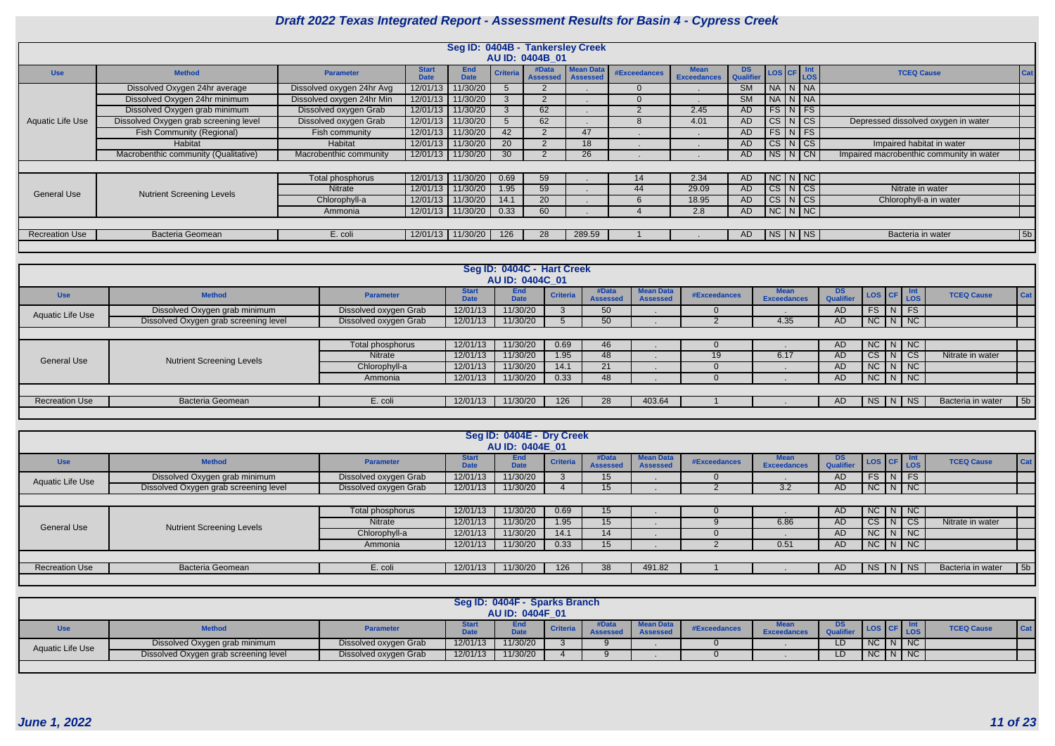# Draft 2022 Texas Integrated Report - Assessment Results for Basin 4 - Cypress Creek

## Seg ID: 0404B - Tankersley Creek
### AU ID: 0404B_01

| Use | Method | Parameter | Start Date | End Date | Criteria | #Data Assessed | Mean Data Assessed | #Exceedances | Mean Exceedances | DS Qualifier | LOS | CF | Int LOS | TCEQ Cause | Cat |
|---|---|---|---|---|---|---|---|---|---|---|---|---|---|---|---|
| Aquatic Life Use | Dissolved Oxygen 24hr average | Dissolved oxygen 24hr Avg | 12/01/13 | 11/30/20 | 5 | 2 | . | 0 | . | SM | NA | N | NA | | |
| | Dissolved Oxygen 24hr minimum | Dissolved oxygen 24hr Min | 12/01/13 | 11/30/20 | 3 | 2 | . | 0 | . | SM | NA | N | NA | | |
| | Dissolved Oxygen grab minimum | Dissolved oxygen Grab | 12/01/13 | 11/30/20 | 3 | 62 | . | 2 | 2.45 | AD | FS | N | FS | | |
| | Dissolved Oxygen grab screening level | Dissolved oxygen Grab | 12/01/13 | 11/30/20 | 5 | 62 | . | 8 | 4.01 | AD | CS | N | CS | Depressed dissolved oxygen in water | |
| | Fish Community (Regional) | Fish community | 12/01/13 | 11/30/20 | 42 | 2 | 47 | . | . | AD | FS | N | FS | | |
| | Habitat | Habitat | 12/01/13 | 11/30/20 | 20 | 2 | 18 | . | . | AD | CS | N | CS | Impaired habitat in water | |
| | Macrobenthic community (Qualitative) | Macrobenthic community | 12/01/13 | 11/30/20 | 30 | 2 | 26 | . | . | AD | NS | N | CN | Impaired macrobenthic community in water | |
| General Use | Nutrient Screening Levels | Total phosphorus | 12/01/13 | 11/30/20 | 0.69 | 59 | . | 14 | 2.34 | AD | NC | N | NC | | |
| | | Nitrate | 12/01/13 | 11/30/20 | 1.95 | 59 | . | 44 | 29.09 | AD | CS | N | CS | Nitrate in water | |
| | | Chlorophyll-a | 12/01/13 | 11/30/20 | 14.1 | 20 | . | 6 | 18.95 | AD | CS | N | CS | Chlorophyll-a in water | |
| | | Ammonia | 12/01/13 | 11/30/20 | 0.33 | 60 | . | 4 | 2.8 | AD | NC | N | NC | | |
| Recreation Use | Bacteria Geomean | E. coli | 12/01/13 | 11/30/20 | 126 | 28 | 289.59 | 1 | . | AD | NS | N | NS | Bacteria in water | 5b |

## Seg ID: 0404C - Hart Creek
### AU ID: 0404C_01

| Use | Method | Parameter | Start Date | End Date | Criteria | #Data Assessed | Mean Data Assessed | #Exceedances | Mean Exceedances | DS Qualifier | LOS | CF | Int LOS | TCEQ Cause | Cat |
|---|---|---|---|---|---|---|---|---|---|---|---|---|---|---|---|
| Aquatic Life Use | Dissolved Oxygen grab minimum | Dissolved oxygen Grab | 12/01/13 | 11/30/20 | 3 | 50 | . | 0 | . | AD | FS | N | FS | | |
| | Dissolved Oxygen grab screening level | Dissolved oxygen Grab | 12/01/13 | 11/30/20 | 5 | 50 | . | 2 | 4.35 | AD | NC | N | NC | | |
| General Use | Nutrient Screening Levels | Total phosphorus | 12/01/13 | 11/30/20 | 0.69 | 46 | . | 0 | . | AD | NC | N | NC | | |
| | | Nitrate | 12/01/13 | 11/30/20 | 1.95 | 48 | . | 19 | 6.17 | AD | CS | N | CS | Nitrate in water | |
| | | Chlorophyll-a | 12/01/13 | 11/30/20 | 14.1 | 21 | . | 0 | . | AD | NC | N | NC | | |
| | | Ammonia | 12/01/13 | 11/30/20 | 0.33 | 48 | . | 0 | . | AD | NC | N | NC | | |
| Recreation Use | Bacteria Geomean | E. coli | 12/01/13 | 11/30/20 | 126 | 28 | 403.64 | 1 | . | AD | NS | N | NS | Bacteria in water | 5b |

## Seg ID: 0404E - Dry Creek
### AU ID: 0404E_01

| Use | Method | Parameter | Start Date | End Date | Criteria | #Data Assessed | Mean Data Assessed | #Exceedances | Mean Exceedances | DS Qualifier | LOS | CF | Int LOS | TCEQ Cause | Cat |
|---|---|---|---|---|---|---|---|---|---|---|---|---|---|---|---|
| Aquatic Life Use | Dissolved Oxygen grab minimum | Dissolved oxygen Grab | 12/01/13 | 11/30/20 | 3 | 15 | . | 0 | . | AD | FS | N | FS | | |
| | Dissolved Oxygen grab screening level | Dissolved oxygen Grab | 12/01/13 | 11/30/20 | 4 | 15 | . | 2 | 3.2 | AD | NC | N | NC | | |
| General Use | Nutrient Screening Levels | Total phosphorus | 12/01/13 | 11/30/20 | 0.69 | 15 | . | 0 | . | AD | NC | N | NC | | |
| | | Nitrate | 12/01/13 | 11/30/20 | 1.95 | 15 | . | 9 | 6.86 | AD | CS | N | CS | Nitrate in water | |
| | | Chlorophyll-a | 12/01/13 | 11/30/20 | 14.1 | 14 | . | 0 | . | AD | NC | N | NC | | |
| | | Ammonia | 12/01/13 | 11/30/20 | 0.33 | 15 | . | 2 | 0.51 | AD | NC | N | NC | | |
| Recreation Use | Bacteria Geomean | E. coli | 12/01/13 | 11/30/20 | 126 | 38 | 491.82 | 1 | . | AD | NS | N | NS | Bacteria in water | 5b |

## Seg ID: 0404F - Sparks Branch
### AU ID: 0404F_01

| Use | Method | Parameter | Start Date | End Date | Criteria | #Data Assessed | Mean Data Assessed | #Exceedances | Mean Exceedances | DS Qualifier | LOS | CF | Int LOS | TCEQ Cause | Cat |
|---|---|---|---|---|---|---|---|---|---|---|---|---|---|---|---|
| Aquatic Life Use | Dissolved Oxygen grab minimum | Dissolved oxygen Grab | 12/01/13 | 11/30/20 | 3 | 9 | . | 0 | . | LD | NC | N | NC | | |
| | Dissolved Oxygen grab screening level | Dissolved oxygen Grab | 12/01/13 | 11/30/20 | 4 | 9 | . | 0 | . | LD | NC | N | NC | | |

June 1, 2022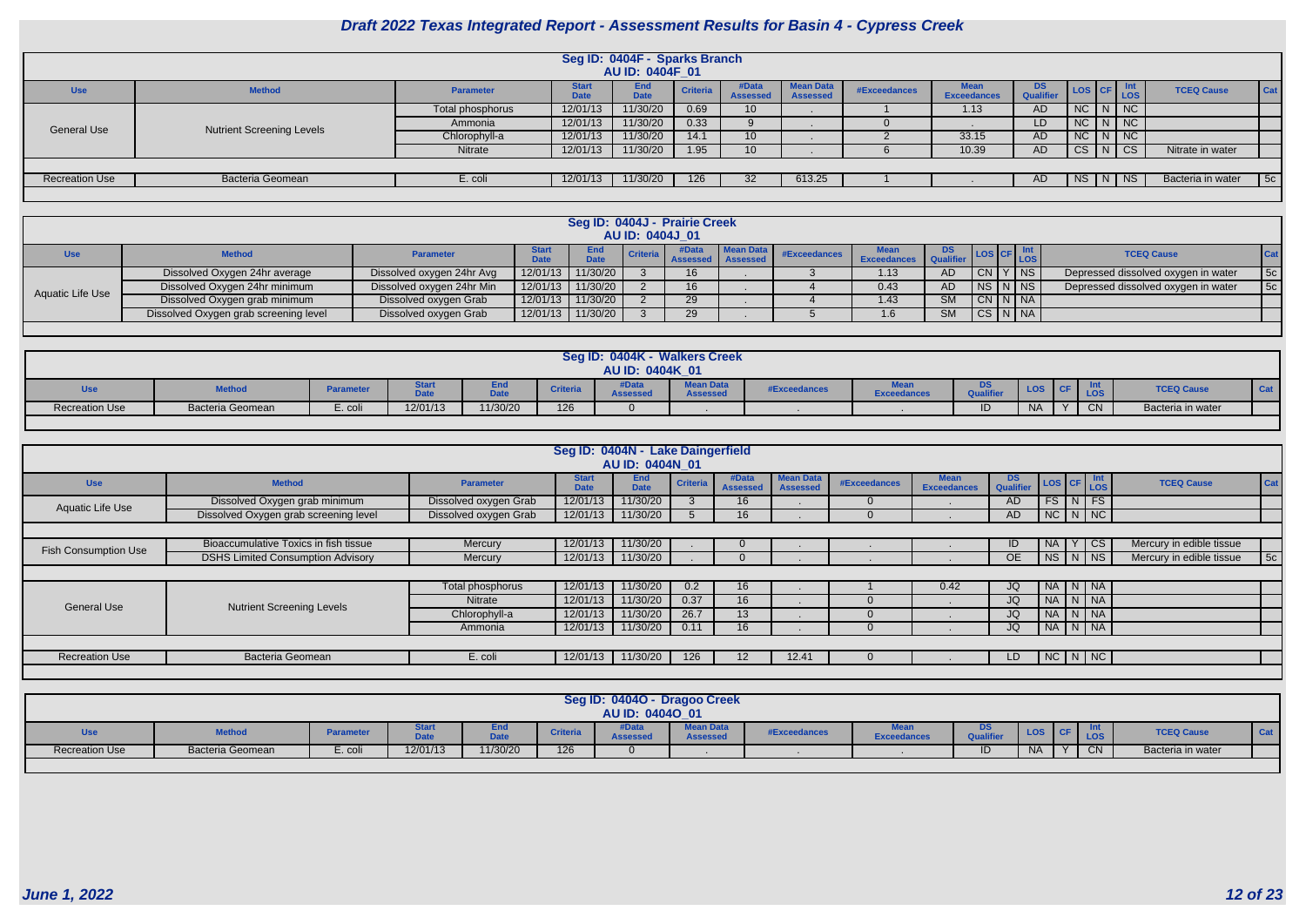# Draft 2022 Texas Integrated Report - Assessment Results for Basin 4 - Cypress Creek

## Seg ID: 0404F - Sparks Branch
### AU ID: 0404F_01

| Use | Method | Parameter | Start Date | End Date | Criteria | #Data Assessed | Mean Data Assessed | #Exceedances | Mean Exceedances | DS Qualifier | LOS | CF | Int LOS | TCEQ Cause | Cat |
|---|---|---|---|---|---|---|---|---|---|---|---|---|---|---|---|
| General Use | Nutrient Screening Levels | Total phosphorus | 12/01/13 | 11/30/20 | 0.69 | 10 | . | 1 | 1.13 | AD | NC | N | NC | | |
| | | Ammonia | 12/01/13 | 11/30/20 | 0.33 | 9 | . | 0 | . | LD | NC | N | NC | | |
| | | Chlorophyll-a | 12/01/13 | 11/30/20 | 14.1 | 10 | . | 2 | 33.15 | AD | NC | N | NC | | |
| | | Nitrate | 12/01/13 | 11/30/20 | 1.95 | 10 | . | 6 | 10.39 | AD | CS | N | CS | Nitrate in water | |
| Recreation Use | Bacteria Geomean | E. coli | 12/01/13 | 11/30/20 | 126 | 32 | 613.25 | 1 | . | AD | NS | N | NS | Bacteria in water | 5c |

## Seg ID: 0404J - Prairie Creek
### AU ID: 0404J_01

| Use | Method | Parameter | Start Date | End Date | Criteria | #Data Assessed | Mean Data Assessed | #Exceedances | Mean Exceedances | DS Qualifier | LOS | CF | Int LOS | TCEQ Cause | Cat |
|---|---|---|---|---|---|---|---|---|---|---|---|---|---|---|---|
| Aquatic Life Use | Dissolved Oxygen 24hr average | Dissolved oxygen 24hr Avg | 12/01/13 | 11/30/20 | 3 | 16 | . | 3 | 1.13 | AD | CN | Y | NS | Depressed dissolved oxygen in water | 5c |
| | Dissolved Oxygen 24hr minimum | Dissolved oxygen 24hr Min | 12/01/13 | 11/30/20 | 2 | 16 | . | 4 | 0.43 | AD | NS | N | NS | Depressed dissolved oxygen in water | 5c |
| | Dissolved Oxygen grab minimum | Dissolved oxygen Grab | 12/01/13 | 11/30/20 | 2 | 29 | . | 4 | 1.43 | SM | CN | N | NA | | |
| | Dissolved Oxygen grab screening level | Dissolved oxygen Grab | 12/01/13 | 11/30/20 | 3 | 29 | . | 5 | 1.6 | SM | CS | N | NA | | |

## Seg ID: 0404K - Walkers Creek
### AU ID: 0404K_01

| Use | Method | Parameter | Start Date | End Date | Criteria | #Data Assessed | Mean Data Assessed | #Exceedances | Mean Exceedances | DS Qualifier | LOS | CF | Int LOS | TCEQ Cause | Cat |
|---|---|---|---|---|---|---|---|---|---|---|---|---|---|---|---|
| Recreation Use | Bacteria Geomean | E. coli | 12/01/13 | 11/30/20 | 126 | 0 | . | . | . | ID | NA | Y | CN | Bacteria in water | |

## Seg ID: 0404N - Lake Daingerfield
### AU ID: 0404N_01

| Use | Method | Parameter | Start Date | End Date | Criteria | #Data Assessed | Mean Data Assessed | #Exceedances | Mean Exceedances | DS Qualifier | LOS | CF | Int LOS | TCEQ Cause | Cat |
|---|---|---|---|---|---|---|---|---|---|---|---|---|---|---|---|
| Aquatic Life Use | Dissolved Oxygen grab minimum | Dissolved oxygen Grab | 12/01/13 | 11/30/20 | 3 | 16 | . | 0 | . | AD | FS | N | FS | | |
| | Dissolved Oxygen grab screening level | Dissolved oxygen Grab | 12/01/13 | 11/30/20 | 5 | 16 | . | 0 | . | AD | NC | N | NC | | |
| Fish Consumption Use | Bioaccumulative Toxics in fish tissue | Mercury | 12/01/13 | 11/30/20 | . | 0 | . | . | . | ID | NA | Y | CS | Mercury in edible tissue | |
| | DSHS Limited Consumption Advisory | Mercury | 12/01/13 | 11/30/20 | . | 0 | . | . | . | OE | NS | N | NS | Mercury in edible tissue | 5c |
| General Use | Nutrient Screening Levels | Total phosphorus | 12/01/13 | 11/30/20 | 0.2 | 16 | . | 1 | 0.42 | JQ | NA | N | NA | | |
| | | Nitrate | 12/01/13 | 11/30/20 | 0.37 | 16 | . | 0 | . | JQ | NA | N | NA | | |
| | | Chlorophyll-a | 12/01/13 | 11/30/20 | 26.7 | 13 | . | 0 | . | JQ | NA | N | NA | | |
| | | Ammonia | 12/01/13 | 11/30/20 | 0.11 | 16 | . | 0 | . | JQ | NA | N | NA | | |
| Recreation Use | Bacteria Geomean | E. coli | 12/01/13 | 11/30/20 | 126 | 12 | 12.41 | 0 | . | LD | NC | N | NC | | |

## Seg ID: 0404O - Dragoo Creek
### AU ID: 0404O_01

| Use | Method | Parameter | Start Date | End Date | Criteria | #Data Assessed | Mean Data Assessed | #Exceedances | Mean Exceedances | DS Qualifier | LOS | CF | Int LOS | TCEQ Cause | Cat |
|---|---|---|---|---|---|---|---|---|---|---|---|---|---|---|---|
| Recreation Use | Bacteria Geomean | E. coli | 12/01/13 | 11/30/20 | 126 | 0 | . | . | . | ID | NA | Y | CN | Bacteria in water | |

*June 1, 2022*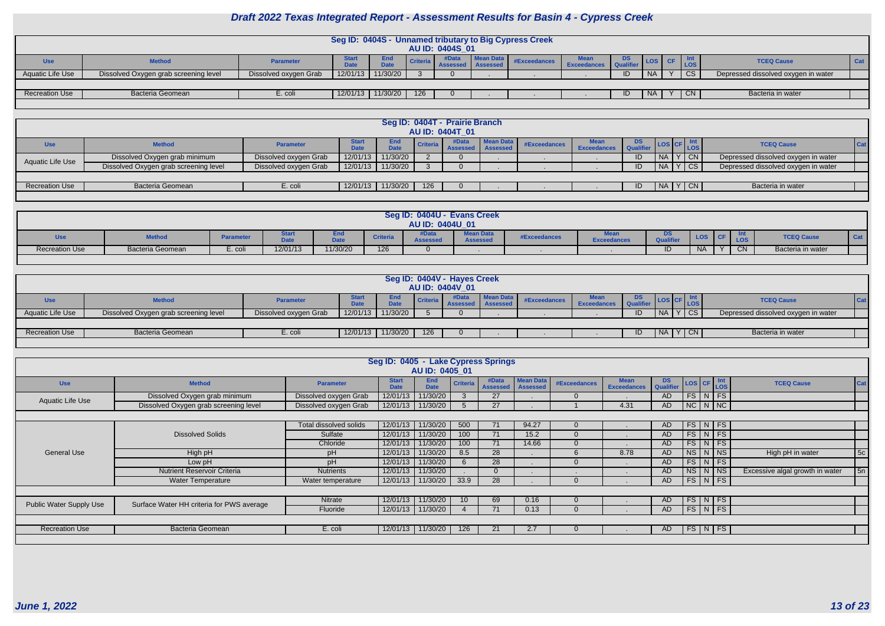# Draft 2022 Texas Integrated Report - Assessment Results for Basin 4 - Cypress Creek

## Seg ID: 0404S - Unnamed tributary to Big Cypress Creek
### AU ID: 0404S_01

| Use | Method | Parameter | Start Date | End Date | Criteria | #Data Assessed | Mean Data Assessed | #Exceedances | Mean Exceedances | DS Qualifier | LOS | CF | Int LOS | TCEQ Cause | Cat |
|---|---|---|---|---|---|---|---|---|---|---|---|---|---|---|---|
| Aquatic Life Use | Dissolved Oxygen grab screening level | Dissolved oxygen Grab | 12/01/13 | 11/30/20 | 3 | 0 | . | . | . | ID | NA | Y | CS | Depressed dissolved oxygen in water | |
| Recreation Use | Bacteria Geomean | E. coli | 12/01/13 | 11/30/20 | 126 | 0 | . | . | . | ID | NA | Y | CN | Bacteria in water | |

## Seg ID: 0404T - Prairie Branch
### AU ID: 0404T_01

| Use | Method | Parameter | Start Date | End Date | Criteria | #Data Assessed | Mean Data Assessed | #Exceedances | Mean Exceedances | DS Qualifier | LOS | CF | Int LOS | TCEQ Cause | Cat |
|---|---|---|---|---|---|---|---|---|---|---|---|---|---|---|---|
| Aquatic Life Use | Dissolved Oxygen grab minimum | Dissolved oxygen Grab | 12/01/13 | 11/30/20 | 2 | 0 | . | . | . | ID | NA | Y | CN | Depressed dissolved oxygen in water | |
| | Dissolved Oxygen grab screening level | Dissolved oxygen Grab | 12/01/13 | 11/30/20 | 3 | 0 | . | . | . | ID | NA | Y | CS | Depressed dissolved oxygen in water | |
| Recreation Use | Bacteria Geomean | E. coli | 12/01/13 | 11/30/20 | 126 | 0 | . | . | . | ID | NA | Y | CN | Bacteria in water | |

## Seg ID: 0404U - Evans Creek
### AU ID: 0404U_01

| Use | Method | Parameter | Start Date | End Date | Criteria | #Data Assessed | Mean Data Assessed | #Exceedances | Mean Exceedances | DS Qualifier | LOS | CF | Int LOS | TCEQ Cause | Cat |
|---|---|---|---|---|---|---|---|---|---|---|---|---|---|---|---|
| Recreation Use | Bacteria Geomean | E. coli | 12/01/13 | 11/30/20 | 126 | 0 | . | . | . | ID | NA | Y | CN | Bacteria in water | |

## Seg ID: 0404V - Hayes Creek
### AU ID: 0404V_01

| Use | Method | Parameter | Start Date | End Date | Criteria | #Data Assessed | Mean Data Assessed | #Exceedances | Mean Exceedances | DS Qualifier | LOS | CF | Int LOS | TCEQ Cause | Cat |
|---|---|---|---|---|---|---|---|---|---|---|---|---|---|---|---|
| Aquatic Life Use | Dissolved Oxygen grab screening level | Dissolved oxygen Grab | 12/01/13 | 11/30/20 | 5 | 0 | . | . | . | ID | NA | Y | CS | Depressed dissolved oxygen in water | |
| Recreation Use | Bacteria Geomean | E. coli | 12/01/13 | 11/30/20 | 126 | 0 | . | . | . | ID | NA | Y | CN | Bacteria in water | |

## Seg ID: 0405 - Lake Cypress Springs
### AU ID: 0405_01

| Use | Method | Parameter | Start Date | End Date | Criteria | #Data Assessed | Mean Data Assessed | #Exceedances | Mean Exceedances | DS Qualifier | LOS | CF | Int LOS | TCEQ Cause | Cat |
|---|---|---|---|---|---|---|---|---|---|---|---|---|---|---|---|
| Aquatic Life Use | Dissolved Oxygen grab minimum | Dissolved oxygen Grab | 12/01/13 | 11/30/20 | 3 | 27 | . | 0 | . | AD | FS | N | FS | | |
| | Dissolved Oxygen grab screening level | Dissolved oxygen Grab | 12/01/13 | 11/30/20 | 5 | 27 | . | 1 | 4.31 | AD | NC | N | NC | | |
| General Use | Dissolved Solids | Total dissolved solids | 12/01/13 | 11/30/20 | 500 | 71 | 94.27 | 0 | . | AD | FS | N | FS | | |
| | | Sulfate | 12/01/13 | 11/30/20 | 100 | 71 | 15.2 | 0 | . | AD | FS | N | FS | | |
| | | Chloride | 12/01/13 | 11/30/20 | 100 | 71 | 14.66 | 0 | . | AD | FS | N | FS | | |
| | High pH | pH | 12/01/13 | 11/30/20 | 8.5 | 28 | . | 6 | 8.78 | AD | NS | N | NS | High pH in water | 5c |
| | Low pH | pH | 12/01/13 | 11/30/20 | 6 | 28 | . | 0 | . | AD | FS | N | FS | | |
| | Nutrient Reservoir Criteria | Nutrients | 12/01/13 | 11/30/20 | . | 0 | . | . | . | AD | NS | N | NS | Excessive algal growth in water | 5n |
| | Water Temperature | Water temperature | 12/01/13 | 11/30/20 | 33.9 | 28 | . | 0 | . | AD | FS | N | FS | | |
| Public Water Supply Use | Surface Water HH criteria for PWS average | Nitrate | 12/01/13 | 11/30/20 | 10 | 69 | 0.16 | 0 | . | AD | FS | N | FS | | |
| | | Fluoride | 12/01/13 | 11/30/20 | 4 | 71 | 0.13 | 0 | . | AD | FS | N | FS | | |
| Recreation Use | Bacteria Geomean | E. coli | 12/01/13 | 11/30/20 | 126 | 21 | 2.7 | 0 | . | AD | FS | N | FS | | |

*June 1, 2022*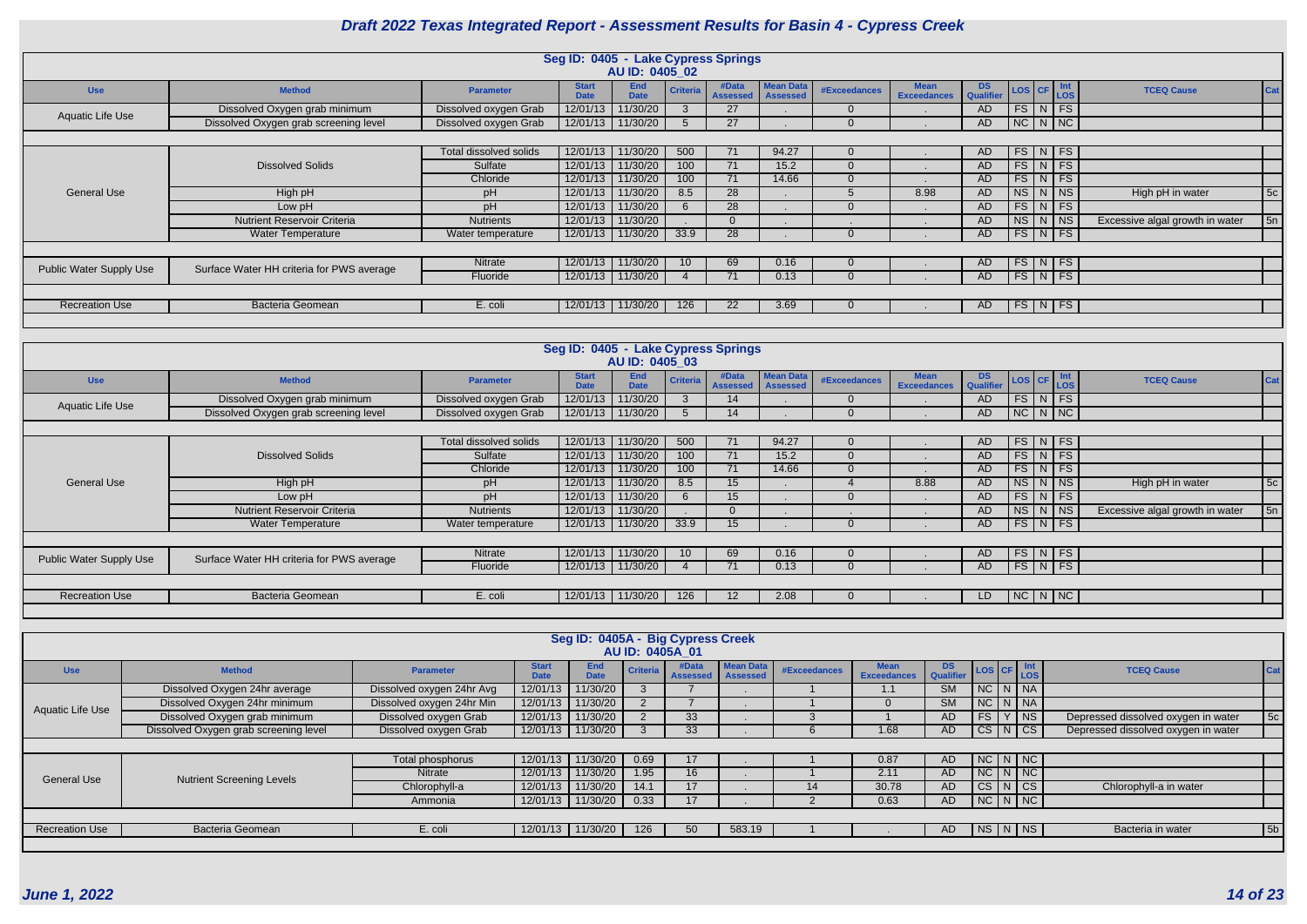# Draft 2022 Texas Integrated Report - Assessment Results for Basin 4 - Cypress Creek

## Seg ID: 0405 - Lake Cypress Springs

### AU ID: 0405_02

| Use | Method | Parameter | Start Date | End Date | Criteria | #Data Assessed | Mean Data Assessed | #Exceedances | Mean Exceedances | DS Qualifier | LOS | CF | Int LOS | TCEQ Cause | Cat |
|---|---|---|---|---|---|---|---|---|---|---|---|---|---|---|---|
| Aquatic Life Use | Dissolved Oxygen grab minimum | Dissolved oxygen Grab | 12/01/13 | 11/30/20 | 3 | 27 | . | 0 | . | AD | FS | N | FS | | |
| | Dissolved Oxygen grab screening level | Dissolved oxygen Grab | 12/01/13 | 11/30/20 | 5 | 27 | . | 0 | . | AD | NC | N | NC | | |
| General Use | Dissolved Solids | Total dissolved solids | 12/01/13 | 11/30/20 | 500 | 71 | 94.27 | 0 | . | AD | FS | N | FS | | |
| | | Sulfate | 12/01/13 | 11/30/20 | 100 | 71 | 15.2 | 0 | . | AD | FS | N | FS | | |
| | | Chloride | 12/01/13 | 11/30/20 | 100 | 71 | 14.66 | 0 | . | AD | FS | N | FS | | |
| | High pH | pH | 12/01/13 | 11/30/20 | 8.5 | 28 | . | 5 | 8.98 | AD | NS | N | NS | High pH in water | 5c |
| | Low pH | pH | 12/01/13 | 11/30/20 | 6 | 28 | . | 0 | . | AD | FS | N | FS | | |
| | Nutrient Reservoir Criteria | Nutrients | 12/01/13 | 11/30/20 | . | 0 | . | . | . | AD | NS | N | NS | Excessive algal growth in water | 5n |
| | Water Temperature | Water temperature | 12/01/13 | 11/30/20 | 33.9 | 28 | . | 0 | . | AD | FS | N | FS | | |
| Public Water Supply Use | Surface Water HH criteria for PWS average | Nitrate | 12/01/13 | 11/30/20 | 10 | 69 | 0.16 | 0 | . | AD | FS | N | FS | | |
| | | Fluoride | 12/01/13 | 11/30/20 | 4 | 71 | 0.13 | 0 | . | AD | FS | N | FS | | |
| Recreation Use | Bacteria Geomean | E. coli | 12/01/13 | 11/30/20 | 126 | 22 | 3.69 | 0 | . | AD | FS | N | FS | | |

## Seg ID: 0405 - Lake Cypress Springs

### AU ID: 0405_03

| Use | Method | Parameter | Start Date | End Date | Criteria | #Data Assessed | Mean Data Assessed | #Exceedances | Mean Exceedances | DS Qualifier | LOS | CF | Int LOS | TCEQ Cause | Cat |
|---|---|---|---|---|---|---|---|---|---|---|---|---|---|---|---|
| Aquatic Life Use | Dissolved Oxygen grab minimum | Dissolved oxygen Grab | 12/01/13 | 11/30/20 | 3 | 14 | . | 0 | . | AD | FS | N | FS | | |
| | Dissolved Oxygen grab screening level | Dissolved oxygen Grab | 12/01/13 | 11/30/20 | 5 | 14 | . | 0 | . | AD | NC | N | NC | | |
| General Use | Dissolved Solids | Total dissolved solids | 12/01/13 | 11/30/20 | 500 | 71 | 94.27 | 0 | . | AD | FS | N | FS | | |
| | | Sulfate | 12/01/13 | 11/30/20 | 100 | 71 | 15.2 | 0 | . | AD | FS | N | FS | | |
| | | Chloride | 12/01/13 | 11/30/20 | 100 | 71 | 14.66 | 0 | . | AD | FS | N | FS | | |
| | High pH | pH | 12/01/13 | 11/30/20 | 8.5 | 15 | . | 4 | 8.88 | AD | NS | N | NS | High pH in water | 5c |
| | Low pH | pH | 12/01/13 | 11/30/20 | 6 | 15 | . | 0 | . | AD | FS | N | FS | | |
| | Nutrient Reservoir Criteria | Nutrients | 12/01/13 | 11/30/20 | . | 0 | . | . | . | AD | NS | N | NS | Excessive algal growth in water | 5n |
| | Water Temperature | Water temperature | 12/01/13 | 11/30/20 | 33.9 | 15 | . | 0 | . | AD | FS | N | FS | | |
| Public Water Supply Use | Surface Water HH criteria for PWS average | Nitrate | 12/01/13 | 11/30/20 | 10 | 69 | 0.16 | 0 | . | AD | FS | N | FS | | |
| | | Fluoride | 12/01/13 | 11/30/20 | 4 | 71 | 0.13 | 0 | . | AD | FS | N | FS | | |
| Recreation Use | Bacteria Geomean | E. coli | 12/01/13 | 11/30/20 | 126 | 12 | 2.08 | 0 | . | LD | NC | N | NC | | |

## Seg ID: 0405A - Big Cypress Creek

### AU ID: 0405A_01

| Use | Method | Parameter | Start Date | End Date | Criteria | #Data Assessed | Mean Data Assessed | #Exceedances | Mean Exceedances | DS Qualifier | LOS | CF | Int LOS | TCEQ Cause | Cat |
|---|---|---|---|---|---|---|---|---|---|---|---|---|---|---|---|
| Aquatic Life Use | Dissolved Oxygen 24hr average | Dissolved oxygen 24hr Avg | 12/01/13 | 11/30/20 | 3 | 7 | . | 1 | 1.1 | SM | NC | N | NA | | |
| | Dissolved Oxygen 24hr minimum | Dissolved oxygen 24hr Min | 12/01/13 | 11/30/20 | 2 | 7 | . | 1 | 0 | SM | NC | N | NA | | |
| | Dissolved Oxygen grab minimum | Dissolved oxygen Grab | 12/01/13 | 11/30/20 | 2 | 33 | . | 3 | 1 | AD | FS | Y | NS | Depressed dissolved oxygen in water | 5c |
| | Dissolved Oxygen grab screening level | Dissolved oxygen Grab | 12/01/13 | 11/30/20 | 3 | 33 | . | 6 | 1.68 | AD | CS | N | CS | Depressed dissolved oxygen in water | |
| General Use | Nutrient Screening Levels | Total phosphorus | 12/01/13 | 11/30/20 | 0.69 | 17 | . | 1 | 0.87 | AD | NC | N | NC | | |
| | | Nitrate | 12/01/13 | 11/30/20 | 1.95 | 16 | . | 1 | 2.11 | AD | NC | N | NC | | |
| | | Chlorophyll-a | 12/01/13 | 11/30/20 | 14.1 | 17 | . | 14 | 30.78 | AD | CS | N | CS | Chlorophyll-a in water | |
| | | Ammonia | 12/01/13 | 11/30/20 | 0.33 | 17 | . | 2 | 0.63 | AD | NC | N | NC | | |
| Recreation Use | Bacteria Geomean | E. coli | 12/01/13 | 11/30/20 | 126 | 50 | 583.19 | 1 | . | AD | NS | N | NS | Bacteria in water | 5b |

*June 1, 2022*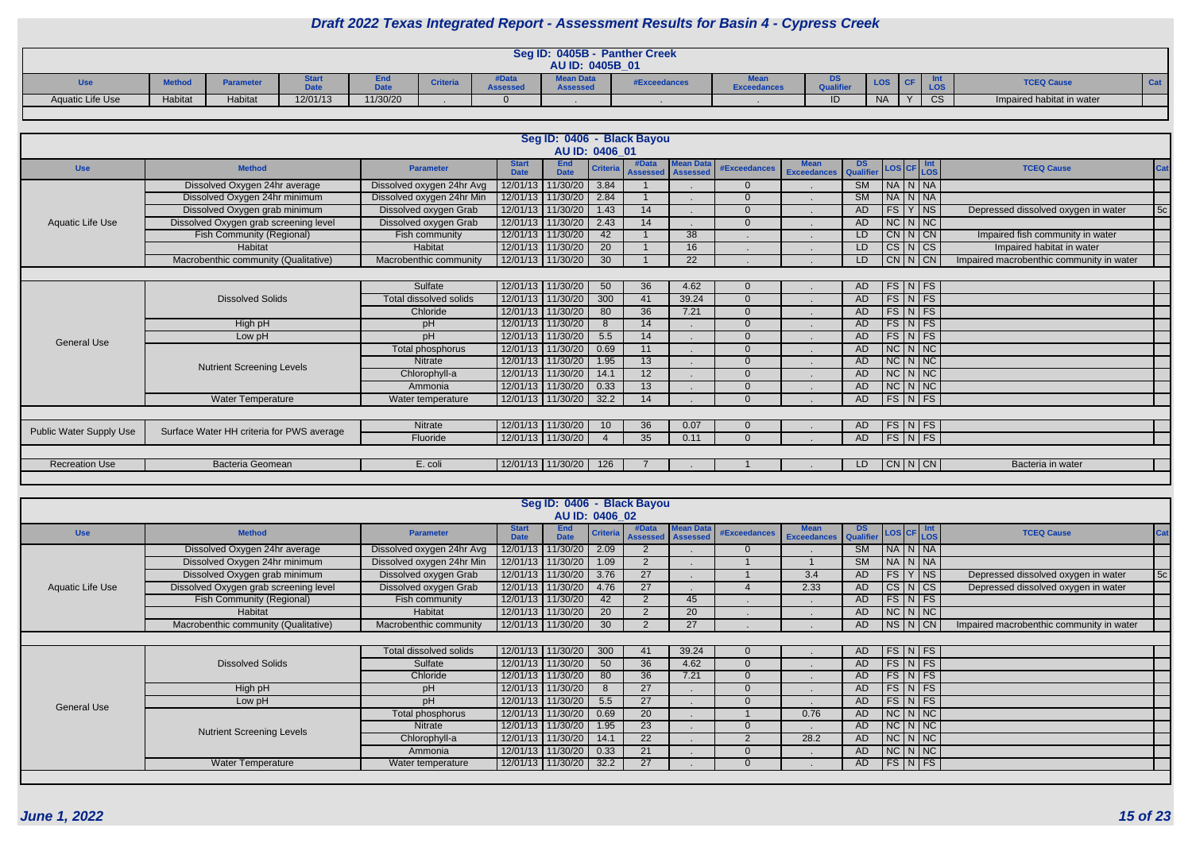# Draft 2022 Texas Integrated Report - Assessment Results for Basin 4 - Cypress Creek

## Seg ID: 0405B - Panther Creek
### AU ID: 0405B_01

| Use | Method | Parameter | Start Date | End Date | Criteria | #Data Assessed | Mean Data Assessed | #Exceedances | Mean Exceedances | DS Qualifier | LOS | CF | Int LOS | TCEQ Cause | Cat |
|---|---|---|---|---|---|---|---|---|---|---|---|---|---|---|---|
| Aquatic Life Use | Habitat | Habitat | 12/01/13 | 11/30/20 | . | 0 | . | . | . | ID | NA | Y | CS | Impaired habitat in water | |

## Seg ID: 0406 - Black Bayou
### AU ID: 0406_01

| Use | Method | Parameter | Start Date | End Date | Criteria | #Data Assessed | Mean Data Assessed | #Exceedances | Mean Exceedances | DS Qualifier | LOS | CF | Int LOS | TCEQ Cause | Cat |
|---|---|---|---|---|---|---|---|---|---|---|---|---|---|---|---|
| Aquatic Life Use | Dissolved Oxygen 24hr average | Dissolved oxygen 24hr Avg | 12/01/13 | 11/30/20 | 3.84 | 1 | . | 0 | . | SM | NA | N | NA | | |
| | Dissolved Oxygen 24hr minimum | Dissolved oxygen 24hr Min | 12/01/13 | 11/30/20 | 2.84 | 1 | . | 0 | . | SM | NA | N | NA | | |
| | Dissolved Oxygen grab minimum | Dissolved oxygen Grab | 12/01/13 | 11/30/20 | 1.43 | 14 | . | 0 | . | AD | FS | Y | NS | Depressed dissolved oxygen in water | 5c |
| | Dissolved Oxygen grab screening level | Dissolved oxygen Grab | 12/01/13 | 11/30/20 | 2.43 | 14 | . | 0 | . | AD | NC | N | NC | | |
| | Fish Community (Regional) | Fish community | 12/01/13 | 11/30/20 | 42 | 1 | 38 | . | . | LD | CN | N | CN | Impaired fish community in water | |
| | Habitat | Habitat | 12/01/13 | 11/30/20 | 20 | 1 | 16 | . | . | LD | CS | N | CS | Impaired habitat in water | |
| | Macrobenthic community (Qualitative) | Macrobenthic community | 12/01/13 | 11/30/20 | 30 | 1 | 22 | . | . | LD | CN | N | CN | Impaired macrobenthic community in water | |
| General Use | Dissolved Solids | Sulfate | 12/01/13 | 11/30/20 | 50 | 36 | 4.62 | 0 | . | AD | FS | N | FS | | |
| | | Total dissolved solids | 12/01/13 | 11/30/20 | 300 | 41 | 39.24 | 0 | . | AD | FS | N | FS | | |
| | | Chloride | 12/01/13 | 11/30/20 | 80 | 36 | 7.21 | 0 | . | AD | FS | N | FS | | |
| | High pH | pH | 12/01/13 | 11/30/20 | 8 | 14 | . | 0 | . | AD | FS | N | FS | | |
| | Low pH | pH | 12/01/13 | 11/30/20 | 5.5 | 14 | . | 0 | . | AD | FS | N | FS | | |
| | Nutrient Screening Levels | Total phosphorus | 12/01/13 | 11/30/20 | 0.69 | 11 | . | 0 | . | AD | NC | N | NC | | |
| | | Nitrate | 12/01/13 | 11/30/20 | 1.95 | 13 | . | 0 | . | AD | NC | N | NC | | |
| | | Chlorophyll-a | 12/01/13 | 11/30/20 | 14.1 | 12 | . | 0 | . | AD | NC | N | NC | | |
| | | Ammonia | 12/01/13 | 11/30/20 | 0.33 | 13 | . | 0 | . | AD | NC | N | NC | | |
| | Water Temperature | Water temperature | 12/01/13 | 11/30/20 | 32.2 | 14 | . | 0 | . | AD | FS | N | FS | | |
| Public Water Supply Use | Surface Water HH criteria for PWS average | Nitrate | 12/01/13 | 11/30/20 | 10 | 36 | 0.07 | 0 | . | AD | FS | N | FS | | |
| | | Fluoride | 12/01/13 | 11/30/20 | 4 | 35 | 0.11 | 0 | . | AD | FS | N | FS | | |
| Recreation Use | Bacteria Geomean | E. coli | 12/01/13 | 11/30/20 | 126 | 7 | . | 1 | . | LD | CN | N | CN | Bacteria in water | |

## Seg ID: 0406 - Black Bayou
### AU ID: 0406_02

| Use | Method | Parameter | Start Date | End Date | Criteria | #Data Assessed | Mean Data Assessed | #Exceedances | Mean Exceedances | DS Qualifier | LOS | CF | Int LOS | TCEQ Cause | Cat |
|---|---|---|---|---|---|---|---|---|---|---|---|---|---|---|---|
| Aquatic Life Use | Dissolved Oxygen 24hr average | Dissolved oxygen 24hr Avg | 12/01/13 | 11/30/20 | 2.09 | 2 | . | 0 | . | SM | NA | N | NA | | |
| | Dissolved Oxygen 24hr minimum | Dissolved oxygen 24hr Min | 12/01/13 | 11/30/20 | 1.09 | 2 | . | 1 | 1 | SM | NA | N | NA | | |
| | Dissolved Oxygen grab minimum | Dissolved oxygen Grab | 12/01/13 | 11/30/20 | 3.76 | 27 | . | 1 | 3.4 | AD | FS | Y | NS | Depressed dissolved oxygen in water | 5c |
| | Dissolved Oxygen grab screening level | Dissolved oxygen Grab | 12/01/13 | 11/30/20 | 4.76 | 27 | . | 4 | 2.33 | AD | CS | N | CS | Depressed dissolved oxygen in water | |
| | Fish Community (Regional) | Fish community | 12/01/13 | 11/30/20 | 42 | 2 | 45 | . | . | AD | FS | N | FS | | |
| | Habitat | Habitat | 12/01/13 | 11/30/20 | 20 | 2 | 20 | . | . | AD | NC | N | NC | | |
| | Macrobenthic community (Qualitative) | Macrobenthic community | 12/01/13 | 11/30/20 | 30 | 2 | 27 | . | . | AD | NS | N | CN | Impaired macrobenthic community in water | |
| General Use | Dissolved Solids | Total dissolved solids | 12/01/13 | 11/30/20 | 300 | 41 | 39.24 | 0 | . | AD | FS | N | FS | | |
| | | Sulfate | 12/01/13 | 11/30/20 | 50 | 36 | 4.62 | 0 | . | AD | FS | N | FS | | |
| | | Chloride | 12/01/13 | 11/30/20 | 80 | 36 | 7.21 | 0 | . | AD | FS | N | FS | | |
| | High pH | pH | 12/01/13 | 11/30/20 | 8 | 27 | . | 0 | . | AD | FS | N | FS | | |
| | Low pH | pH | 12/01/13 | 11/30/20 | 5.5 | 27 | . | 0 | . | AD | FS | N | FS | | |
| | Nutrient Screening Levels | Total phosphorus | 12/01/13 | 11/30/20 | 0.69 | 20 | . | 1 | 0.76 | AD | NC | N | NC | | |
| | | Nitrate | 12/01/13 | 11/30/20 | 1.95 | 23 | . | 0 | . | AD | NC | N | NC | | |
| | | Chlorophyll-a | 12/01/13 | 11/30/20 | 14.1 | 22 | . | 2 | 28.2 | AD | NC | N | NC | | |
| | | Ammonia | 12/01/13 | 11/30/20 | 0.33 | 21 | . | 0 | . | AD | NC | N | NC | | |
| | Water Temperature | Water temperature | 12/01/13 | 11/30/20 | 32.2 | 27 | . | 0 | . | AD | FS | N | FS | | |

*June 1, 2022*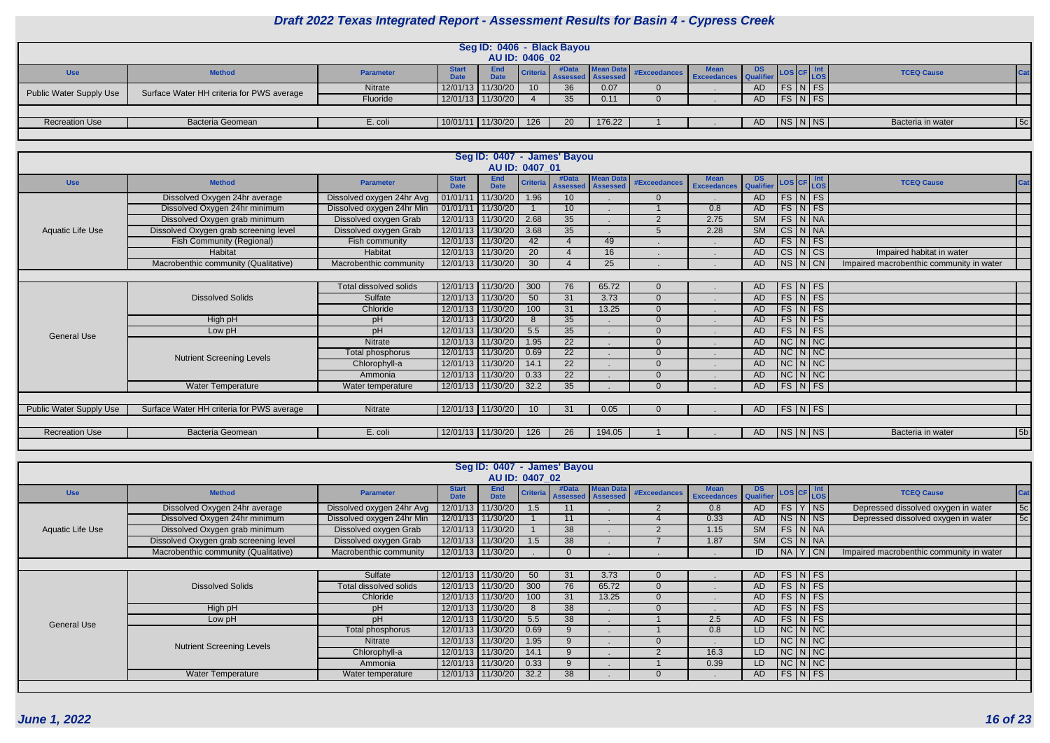# Draft 2022 Texas Integrated Report - Assessment Results for Basin 4 - Cypress Creek

## Seg ID: 0406 - Black Bayou

### AU ID: 0406_02

| Use | Method | Parameter | Start Date | End Date | Criteria | #Data Assessed | Mean Data Assessed | #Exceedances | Mean Exceedances | DS Qualifier | LOS | CF | Int LOS | TCEQ Cause | Cat |
|---|---|---|---|---|---|---|---|---|---|---|---|---|---|---|---|
| Public Water Supply Use | Surface Water HH criteria for PWS average | Nitrate | 12/01/13 | 11/30/20 | 10 | 36 | 0.07 | 0 | . | AD | FS | N | FS | | |
| | | Fluoride | 12/01/13 | 11/30/20 | 4 | 35 | 0.11 | 0 | . | AD | FS | N | FS | | |
| Recreation Use | Bacteria Geomean | E. coli | 10/01/11 | 11/30/20 | 126 | 20 | 176.22 | 1 | . | AD | NS | N | NS | Bacteria in water | 5c |

## Seg ID: 0407 - James' Bayou

### AU ID: 0407_01

| Use | Method | Parameter | Start Date | End Date | Criteria | #Data Assessed | Mean Data Assessed | #Exceedances | Mean Exceedances | DS Qualifier | LOS | CF | Int LOS | TCEQ Cause | Cat |
|---|---|---|---|---|---|---|---|---|---|---|---|---|---|---|---|
| Aquatic Life Use | Dissolved Oxygen 24hr average | Dissolved oxygen 24hr Avg | 01/01/11 | 11/30/20 | 1.96 | 10 | . | 0 | . | AD | FS | N | FS | | |
| | Dissolved Oxygen 24hr minimum | Dissolved oxygen 24hr Min | 01/01/11 | 11/30/20 | 1 | 10 | . | 1 | 0.8 | AD | FS | N | FS | | |
| | Dissolved Oxygen grab minimum | Dissolved oxygen Grab | 12/01/13 | 11/30/20 | 2.68 | 35 | . | 2 | 2.75 | SM | FS | N | NA | | |
| | Dissolved Oxygen grab screening level | Dissolved oxygen Grab | 12/01/13 | 11/30/20 | 3.68 | 35 | . | 5 | 2.28 | SM | CS | N | NA | | |
| | Fish Community (Regional) | Fish community | 12/01/13 | 11/30/20 | 42 | 4 | 49 | . | . | AD | FS | N | FS | | |
| | Habitat | Habitat | 12/01/13 | 11/30/20 | 20 | 4 | 16 | . | . | AD | CS | N | CS | Impaired habitat in water | |
| | Macrobenthic community (Qualitative) | Macrobenthic community | 12/01/13 | 11/30/20 | 30 | 4 | 25 | . | . | AD | NS | N | CN | Impaired macrobenthic community in water | |
| General Use | Dissolved Solids | Total dissolved solids | 12/01/13 | 11/30/20 | 300 | 76 | 65.72 | 0 | . | AD | FS | N | FS | | |
| | | Sulfate | 12/01/13 | 11/30/20 | 50 | 31 | 3.73 | 0 | . | AD | FS | N | FS | | |
| | | Chloride | 12/01/13 | 11/30/20 | 100 | 31 | 13.25 | 0 | . | AD | FS | N | FS | | |
| | High pH | pH | 12/01/13 | 11/30/20 | 8 | 35 | . | 0 | . | AD | FS | N | FS | | |
| | Low pH | pH | 12/01/13 | 11/30/20 | 5.5 | 35 | . | 0 | . | AD | FS | N | FS | | |
| | Nutrient Screening Levels | Nitrate | 12/01/13 | 11/30/20 | 1.95 | 22 | . | 0 | . | AD | NC | N | NC | | |
| | | Total phosphorus | 12/01/13 | 11/30/20 | 0.69 | 22 | . | 0 | . | AD | NC | N | NC | | |
| | | Chlorophyll-a | 12/01/13 | 11/30/20 | 14.1 | 22 | . | 0 | . | AD | NC | N | NC | | |
| | | Ammonia | 12/01/13 | 11/30/20 | 0.33 | 22 | . | 0 | . | AD | NC | N | NC | | |
| | Water Temperature | Water temperature | 12/01/13 | 11/30/20 | 32.2 | 35 | . | 0 | . | AD | FS | N | FS | | |
| Public Water Supply Use | Surface Water HH criteria for PWS average | Nitrate | 12/01/13 | 11/30/20 | 10 | 31 | 0.05 | 0 | . | AD | FS | N | FS | | |
| Recreation Use | Bacteria Geomean | E. coli | 12/01/13 | 11/30/20 | 126 | 26 | 194.05 | 1 | . | AD | NS | N | NS | Bacteria in water | 5b |

## Seg ID: 0407 - James' Bayou

### AU ID: 0407_02

| Use | Method | Parameter | Start Date | End Date | Criteria | #Data Assessed | Mean Data Assessed | #Exceedances | Mean Exceedances | DS Qualifier | LOS | CF | Int LOS | TCEQ Cause | Cat |
|---|---|---|---|---|---|---|---|---|---|---|---|---|---|---|---|
| Aquatic Life Use | Dissolved Oxygen 24hr average | Dissolved oxygen 24hr Avg | 12/01/13 | 11/30/20 | 1.5 | 11 | . | 2 | 0.8 | AD | FS | Y | NS | Depressed dissolved oxygen in water | 5c |
| | Dissolved Oxygen 24hr minimum | Dissolved oxygen 24hr Min | 12/01/13 | 11/30/20 | 1 | 11 | . | 4 | 0.33 | AD | NS | N | NS | Depressed dissolved oxygen in water | 5c |
| | Dissolved Oxygen grab minimum | Dissolved oxygen Grab | 12/01/13 | 11/30/20 | 1 | 38 | . | 2 | 1.15 | SM | FS | N | NA | | |
| | Dissolved Oxygen grab screening level | Dissolved oxygen Grab | 12/01/13 | 11/30/20 | 1.5 | 38 | . | 7 | 1.87 | SM | CS | N | NA | | |
| | Macrobenthic community (Qualitative) | Macrobenthic community | 12/01/13 | 11/30/20 | . | 0 | . | . | . | ID | NA | Y | CN | Impaired macrobenthic community in water | |
| General Use | Dissolved Solids | Sulfate | 12/01/13 | 11/30/20 | 50 | 31 | 3.73 | 0 | . | AD | FS | N | FS | | |
| | | Total dissolved solids | 12/01/13 | 11/30/20 | 300 | 76 | 65.72 | 0 | . | AD | FS | N | FS | | |
| | | Chloride | 12/01/13 | 11/30/20 | 100 | 31 | 13.25 | 0 | . | AD | FS | N | FS | | |
| | High pH | pH | 12/01/13 | 11/30/20 | 8 | 38 | . | 0 | . | AD | FS | N | FS | | |
| | Low pH | pH | 12/01/13 | 11/30/20 | 5.5 | 38 | . | 1 | 2.5 | AD | FS | N | FS | | |
| | Nutrient Screening Levels | Total phosphorus | 12/01/13 | 11/30/20 | 0.69 | 9 | . | 1 | 0.8 | LD | NC | N | NC | | |
| | | Nitrate | 12/01/13 | 11/30/20 | 1.95 | 9 | . | 0 | . | LD | NC | N | NC | | |
| | | Chlorophyll-a | 12/01/13 | 11/30/20 | 14.1 | 9 | . | 2 | 16.3 | LD | NC | N | NC | | |
| | | Ammonia | 12/01/13 | 11/30/20 | 0.33 | 9 | . | 1 | 0.39 | LD | NC | N | NC | | |
| | Water Temperature | Water temperature | 12/01/13 | 11/30/20 | 32.2 | 38 | . | 0 | . | AD | FS | N | FS | | |

*June 1, 2022*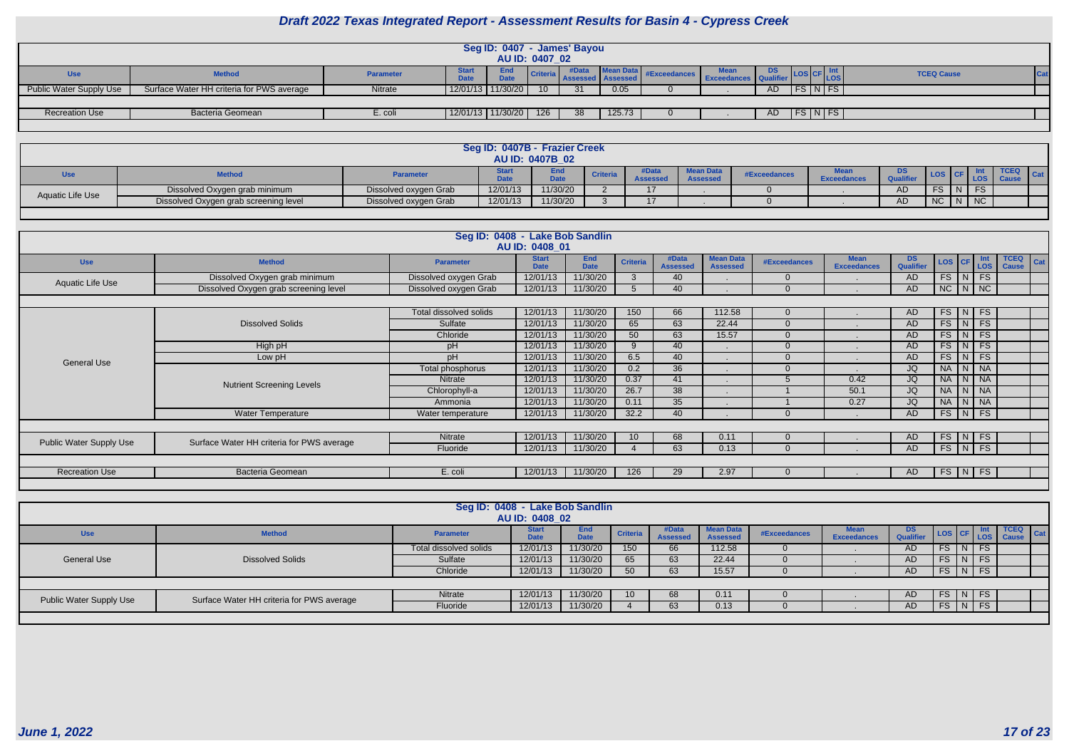# Draft 2022 Texas Integrated Report - Assessment Results for Basin 4 - Cypress Creek

## Seg ID: 0407 - James' Bayou
### AU ID: 0407_02

| Use | Method | Parameter | Start Date | End Date | Criteria | #Data Assessed | Mean Data Assessed | #Exceedances | Mean Exceedances | DS Qualifier | LOS | CF | Int LOS | TCEQ Cause | Cat |
|---|---|---|---|---|---|---|---|---|---|---|---|---|---|---|---|
| Public Water Supply Use | Surface Water HH criteria for PWS average | Nitrate | 12/01/13 | 11/30/20 | 10 | 31 | 0.05 | 0 | . | AD | FS | N | FS | | |
| Recreation Use | Bacteria Geomean | E. coli | 12/01/13 | 11/30/20 | 126 | 38 | 125.73 | 0 | . | AD | FS | N | FS | | |

## Seg ID: 0407B - Frazier Creek
### AU ID: 0407B_02

| Use | Method | Parameter | Start Date | End Date | Criteria | #Data Assessed | Mean Data Assessed | #Exceedances | Mean Exceedances | DS Qualifier | LOS | CF | Int LOS | TCEQ Cause | Cat |
|---|---|---|---|---|---|---|---|---|---|---|---|---|---|---|---|
| Aquatic Life Use | Dissolved Oxygen grab minimum | Dissolved oxygen Grab | 12/01/13 | 11/30/20 | 2 | 17 | . | 0 | . | AD | FS | N | FS | | |
| | Dissolved Oxygen grab screening level | Dissolved oxygen Grab | 12/01/13 | 11/30/20 | 3 | 17 | . | 0 | . | AD | NC | N | NC | | |

## Seg ID: 0408 - Lake Bob Sandlin
### AU ID: 0408_01

| Use | Method | Parameter | Start Date | End Date | Criteria | #Data Assessed | Mean Data Assessed | #Exceedances | Mean Exceedances | DS Qualifier | LOS | CF | Int LOS | TCEQ Cause | Cat |
|---|---|---|---|---|---|---|---|---|---|---|---|---|---|---|---|
| Aquatic Life Use | Dissolved Oxygen grab minimum | Dissolved oxygen Grab | 12/01/13 | 11/30/20 | 3 | 40 | . | 0 | . | AD | FS | N | FS | | |
| | Dissolved Oxygen grab screening level | Dissolved oxygen Grab | 12/01/13 | 11/30/20 | 5 | 40 | . | 0 | . | AD | NC | N | NC | | |
| General Use | Dissolved Solids | Total dissolved solids | 12/01/13 | 11/30/20 | 150 | 66 | 112.58 | 0 | . | AD | FS | N | FS | | |
| | | Sulfate | 12/01/13 | 11/30/20 | 65 | 63 | 22.44 | 0 | . | AD | FS | N | FS | | |
| | | Chloride | 12/01/13 | 11/30/20 | 50 | 63 | 15.57 | 0 | . | AD | FS | N | FS | | |
| | High pH | pH | 12/01/13 | 11/30/20 | 9 | 40 | . | 0 | . | AD | FS | N | FS | | |
| | Low pH | pH | 12/01/13 | 11/30/20 | 6.5 | 40 | . | 0 | . | AD | FS | N | FS | | |
| | Nutrient Screening Levels | Total phosphorus | 12/01/13 | 11/30/20 | 0.2 | 36 | . | 0 | . | JQ | NA | N | NA | | |
| | | Nitrate | 12/01/13 | 11/30/20 | 0.37 | 41 | . | 5 | 0.42 | JQ | NA | N | NA | | |
| | | Chlorophyll-a | 12/01/13 | 11/30/20 | 26.7 | 38 | . | 1 | 50.1 | JQ | NA | N | NA | | |
| | | Ammonia | 12/01/13 | 11/30/20 | 0.11 | 35 | . | 1 | 0.27 | JQ | NA | N | NA | | |
| | Water Temperature | Water temperature | 12/01/13 | 11/30/20 | 32.2 | 40 | . | 0 | . | AD | FS | N | FS | | |
| Public Water Supply Use | Surface Water HH criteria for PWS average | Nitrate | 12/01/13 | 11/30/20 | 10 | 68 | 0.11 | 0 | . | AD | FS | N | FS | | |
| | | Fluoride | 12/01/13 | 11/30/20 | 4 | 63 | 0.13 | 0 | . | AD | FS | N | FS | | |
| Recreation Use | Bacteria Geomean | E. coli | 12/01/13 | 11/30/20 | 126 | 29 | 2.97 | 0 | . | AD | FS | N | FS | | |

## Seg ID: 0408 - Lake Bob Sandlin
### AU ID: 0408_02

| Use | Method | Parameter | Start Date | End Date | Criteria | #Data Assessed | Mean Data Assessed | #Exceedances | Mean Exceedances | DS Qualifier | LOS | CF | Int LOS | TCEQ Cause | Cat |
|---|---|---|---|---|---|---|---|---|---|---|---|---|---|---|---|
| General Use | Dissolved Solids | Total dissolved solids | 12/01/13 | 11/30/20 | 150 | 66 | 112.58 | 0 | . | AD | FS | N | FS | | |
| | | Sulfate | 12/01/13 | 11/30/20 | 65 | 63 | 22.44 | 0 | . | AD | FS | N | FS | | |
| | | Chloride | 12/01/13 | 11/30/20 | 50 | 63 | 15.57 | 0 | . | AD | FS | N | FS | | |
| Public Water Supply Use | Surface Water HH criteria for PWS average | Nitrate | 12/01/13 | 11/30/20 | 10 | 68 | 0.11 | 0 | . | AD | FS | N | FS | | |
| | | Fluoride | 12/01/13 | 11/30/20 | 4 | 63 | 0.13 | 0 | . | AD | FS | N | FS | | |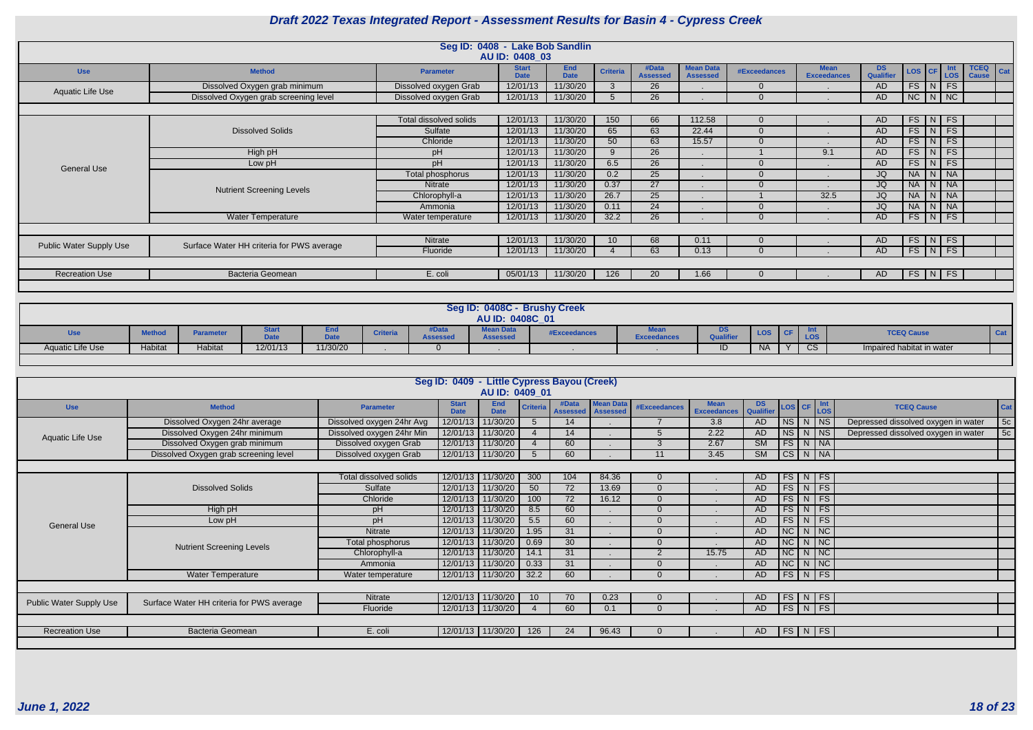# Draft 2022 Texas Integrated Report - Assessment Results for Basin 4 - Cypress Creek

## Seg ID: 0408 - Lake Bob Sandlin
### AU ID: 0408_03

| Use | Method | Parameter | Start Date | End Date | Criteria | #Data Assessed | Mean Data Assessed | #Exceedances | Mean Exceedances | DS Qualifier | LOS | CF | Int LOS | TCEQ Cause | Cat |
|---|---|---|---|---|---|---|---|---|---|---|---|---|---|---|---|
| Aquatic Life Use | Dissolved Oxygen grab minimum | Dissolved oxygen Grab | 12/01/13 | 11/30/20 | 3 | 26 | . | 0 | . | AD | FS | N | FS | | |
| | Dissolved Oxygen grab screening level | Dissolved oxygen Grab | 12/01/13 | 11/30/20 | 5 | 26 | . | 0 | . | AD | NC | N | NC | | |
| General Use | Dissolved Solids | Total dissolved solids | 12/01/13 | 11/30/20 | 150 | 66 | 112.58 | 0 | . | AD | FS | N | FS | | |
| | | Sulfate | 12/01/13 | 11/30/20 | 65 | 63 | 22.44 | 0 | . | AD | FS | N | FS | | |
| | | Chloride | 12/01/13 | 11/30/20 | 50 | 63 | 15.57 | 0 | . | AD | FS | N | FS | | |
| | High pH | pH | 12/01/13 | 11/30/20 | 9 | 26 | . | 1 | 9.1 | AD | FS | N | FS | | |
| | Low pH | pH | 12/01/13 | 11/30/20 | 6.5 | 26 | . | 0 | . | AD | FS | N | FS | | |
| | Nutrient Screening Levels | Total phosphorus | 12/01/13 | 11/30/20 | 0.2 | 25 | . | 0 | . | JQ | NA | N | NA | | |
| | | Nitrate | 12/01/13 | 11/30/20 | 0.37 | 27 | . | 0 | . | JQ | NA | N | NA | | |
| | | Chlorophyll-a | 12/01/13 | 11/30/20 | 26.7 | 25 | . | 1 | 32.5 | JQ | NA | N | NA | | |
| | | Ammonia | 12/01/13 | 11/30/20 | 0.11 | 24 | . | 0 | . | JQ | NA | N | NA | | |
| | Water Temperature | Water temperature | 12/01/13 | 11/30/20 | 32.2 | 26 | . | 0 | . | AD | FS | N | FS | | |
| Public Water Supply Use | Surface Water HH criteria for PWS average | Nitrate | 12/01/13 | 11/30/20 | 10 | 68 | 0.11 | 0 | . | AD | FS | N | FS | | |
| | | Fluoride | 12/01/13 | 11/30/20 | 4 | 63 | 0.13 | 0 | . | AD | FS | N | FS | | |
| Recreation Use | Bacteria Geomean | E. coli | 05/01/13 | 11/30/20 | 126 | 20 | 1.66 | 0 | . | AD | FS | N | FS | | |

## Seg ID: 0408C - Brushy Creek
### AU ID: 0408C_01

| Use | Method | Parameter | Start Date | End Date | Criteria | #Data Assessed | Mean Data Assessed | #Exceedances | Mean Exceedances | DS Qualifier | LOS | CF | Int LOS | TCEQ Cause | Cat |
|---|---|---|---|---|---|---|---|---|---|---|---|---|---|---|---|
| Aquatic Life Use | Habitat | Habitat | 12/01/13 | 11/30/20 | . | 0 | . | . | . | ID | NA | Y | CS | Impaired habitat in water | |

## Seg ID: 0409 - Little Cypress Bayou (Creek)
### AU ID: 0409_01

| Use | Method | Parameter | Start Date | End Date | Criteria | #Data Assessed | Mean Data Assessed | #Exceedances | Mean Exceedances | DS Qualifier | LOS | CF | Int LOS | TCEQ Cause | Cat |
|---|---|---|---|---|---|---|---|---|---|---|---|---|---|---|---|
| Aquatic Life Use | Dissolved Oxygen 24hr average | Dissolved oxygen 24hr Avg | 12/01/13 | 11/30/20 | 5 | 14 | . | 7 | 3.8 | AD | NS | N | NS | Depressed dissolved oxygen in water | 5c |
| | Dissolved Oxygen 24hr minimum | Dissolved oxygen 24hr Min | 12/01/13 | 11/30/20 | 4 | 14 | . | 5 | 2.22 | AD | NS | N | NS | Depressed dissolved oxygen in water | 5c |
| | Dissolved Oxygen grab minimum | Dissolved oxygen Grab | 12/01/13 | 11/30/20 | 4 | 60 | . | 3 | 2.67 | SM | FS | N | NA | | |
| | Dissolved Oxygen grab screening level | Dissolved oxygen Grab | 12/01/13 | 11/30/20 | 5 | 60 | . | 11 | 3.45 | SM | CS | N | NA | | |
| General Use | Dissolved Solids | Total dissolved solids | 12/01/13 | 11/30/20 | 300 | 104 | 84.36 | 0 | . | AD | FS | N | FS | | |
| | | Sulfate | 12/01/13 | 11/30/20 | 50 | 72 | 13.69 | 0 | . | AD | FS | N | FS | | |
| | | Chloride | 12/01/13 | 11/30/20 | 100 | 72 | 16.12 | 0 | . | AD | FS | N | FS | | |
| | High pH | pH | 12/01/13 | 11/30/20 | 8.5 | 60 | . | 0 | . | AD | FS | N | FS | | |
| | Low pH | pH | 12/01/13 | 11/30/20 | 5.5 | 60 | . | 0 | . | AD | FS | N | FS | | |
| | Nutrient Screening Levels | Nitrate | 12/01/13 | 11/30/20 | 1.95 | 31 | . | 0 | . | AD | NC | N | NC | | |
| | | Total phosphorus | 12/01/13 | 11/30/20 | 0.69 | 30 | . | 0 | . | AD | NC | N | NC | | |
| | | Chlorophyll-a | 12/01/13 | 11/30/20 | 14.1 | 31 | . | 2 | 15.75 | AD | NC | N | NC | | |
| | | Ammonia | 12/01/13 | 11/30/20 | 0.33 | 31 | . | 0 | . | AD | NC | N | NC | | |
| | Water Temperature | Water temperature | 12/01/13 | 11/30/20 | 32.2 | 60 | . | 0 | . | AD | FS | N | FS | | |
| Public Water Supply Use | Surface Water HH criteria for PWS average | Nitrate | 12/01/13 | 11/30/20 | 10 | 70 | 0.23 | 0 | . | AD | FS | N | FS | | |
| | | Fluoride | 12/01/13 | 11/30/20 | 4 | 60 | 0.1 | 0 | . | AD | FS | N | FS | | |
| Recreation Use | Bacteria Geomean | E. coli | 12/01/13 | 11/30/20 | 126 | 24 | 96.43 | 0 | . | AD | FS | N | FS | | |

June 1, 2022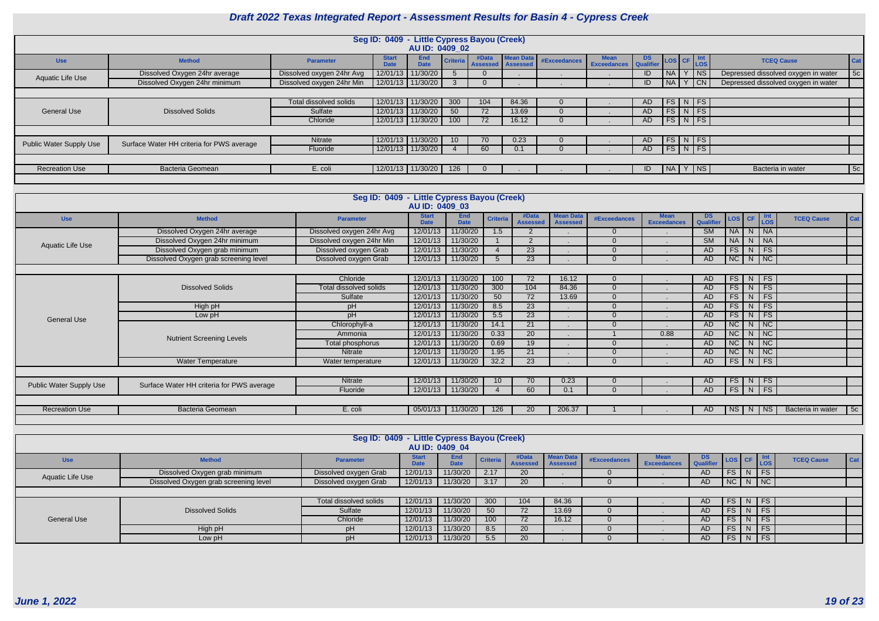# Draft 2022 Texas Integrated Report - Assessment Results for Basin 4 - Cypress Creek

## Seg ID: 0409 - Little Cypress Bayou (Creek)
### AU ID: 0409_02

| Use | Method | Parameter | Start Date | End Date | Criteria | #Data Assessed | Mean Data Assessed | #Exceedances | Mean Exceedances | DS Qualifier | LOS | CF | Int LOS | TCEQ Cause | Cat |
|---|---|---|---|---|---|---|---|---|---|---|---|---|---|---|---|
| Aquatic Life Use | Dissolved Oxygen 24hr average | Dissolved oxygen 24hr Avg | 12/01/13 | 11/30/20 | 5 | 0 | . | . | . | ID | NA | Y | NS | Depressed dissolved oxygen in water | 5c |
| | Dissolved Oxygen 24hr minimum | Dissolved oxygen 24hr Min | 12/01/13 | 11/30/20 | 3 | 0 | . | . | . | ID | NA | Y | CN | Depressed dissolved oxygen in water | |
| General Use | Dissolved Solids | Total dissolved solids | 12/01/13 | 11/30/20 | 300 | 104 | 84.36 | 0 | . | AD | FS | N | FS | | |
| | | Sulfate | 12/01/13 | 11/30/20 | 50 | 72 | 13.69 | 0 | . | AD | FS | N | FS | | |
| | | Chloride | 12/01/13 | 11/30/20 | 100 | 72 | 16.12 | 0 | . | AD | FS | N | FS | | |
| Public Water Supply Use | Surface Water HH criteria for PWS average | Nitrate | 12/01/13 | 11/30/20 | 10 | 70 | 0.23 | 0 | . | AD | FS | N | FS | | |
| | | Fluoride | 12/01/13 | 11/30/20 | 4 | 60 | 0.1 | 0 | . | AD | FS | N | FS | | |
| Recreation Use | Bacteria Geomean | E. coli | 12/01/13 | 11/30/20 | 126 | 0 | . | . | . | ID | NA | Y | NS | Bacteria in water | 5c |

## Seg ID: 0409 - Little Cypress Bayou (Creek)
### AU ID: 0409_03

| Use | Method | Parameter | Start Date | End Date | Criteria | #Data Assessed | Mean Data Assessed | #Exceedances | Mean Exceedances | DS Qualifier | LOS | CF | Int LOS | TCEQ Cause | Cat |
|---|---|---|---|---|---|---|---|---|---|---|---|---|---|---|---|
| Aquatic Life Use | Dissolved Oxygen 24hr average | Dissolved oxygen 24hr Avg | 12/01/13 | 11/30/20 | 1.5 | 2 | . | 0 | . | SM | NA | N | NA | | |
| | Dissolved Oxygen 24hr minimum | Dissolved oxygen 24hr Min | 12/01/13 | 11/30/20 | 1 | 2 | . | 0 | . | SM | NA | N | NA | | |
| | Dissolved Oxygen grab minimum | Dissolved oxygen Grab | 12/01/13 | 11/30/20 | 4 | 23 | . | 0 | . | AD | FS | N | FS | | |
| | Dissolved Oxygen grab screening level | Dissolved oxygen Grab | 12/01/13 | 11/30/20 | 5 | 23 | . | 0 | . | AD | NC | N | NC | | |
| General Use | Dissolved Solids | Chloride | 12/01/13 | 11/30/20 | 100 | 72 | 16.12 | 0 | . | AD | FS | N | FS | | |
| | | Total dissolved solids | 12/01/13 | 11/30/20 | 300 | 104 | 84.36 | 0 | . | AD | FS | N | FS | | |
| | | Sulfate | 12/01/13 | 11/30/20 | 50 | 72 | 13.69 | 0 | . | AD | FS | N | FS | | |
| | High pH | pH | 12/01/13 | 11/30/20 | 8.5 | 23 | . | 0 | . | AD | FS | N | FS | | |
| | Low pH | pH | 12/01/13 | 11/30/20 | 5.5 | 23 | . | 0 | . | AD | FS | N | FS | | |
| | Nutrient Screening Levels | Chlorophyll-a | 12/01/13 | 11/30/20 | 14.1 | 21 | . | 0 | . | AD | NC | N | NC | | |
| | | Ammonia | 12/01/13 | 11/30/20 | 0.33 | 20 | . | 1 | 0.88 | AD | NC | N | NC | | |
| | | Total phosphorus | 12/01/13 | 11/30/20 | 0.69 | 19 | . | 0 | . | AD | NC | N | NC | | |
| | | Nitrate | 12/01/13 | 11/30/20 | 1.95 | 21 | . | 0 | . | AD | NC | N | NC | | |
| | Water Temperature | Water temperature | 12/01/13 | 11/30/20 | 32.2 | 23 | . | 0 | . | AD | FS | N | FS | | |
| Public Water Supply Use | Surface Water HH criteria for PWS average | Nitrate | 12/01/13 | 11/30/20 | 10 | 70 | 0.23 | 0 | . | AD | FS | N | FS | | |
| | | Fluoride | 12/01/13 | 11/30/20 | 4 | 60 | 0.1 | 0 | . | AD | FS | N | FS | | |
| Recreation Use | Bacteria Geomean | E. coli | 05/01/13 | 11/30/20 | 126 | 20 | 206.37 | 1 | . | AD | NS | N | NS | Bacteria in water | 5c |

## Seg ID: 0409 - Little Cypress Bayou (Creek)
### AU ID: 0409_04

| Use | Method | Parameter | Start Date | End Date | Criteria | #Data Assessed | Mean Data Assessed | #Exceedances | Mean Exceedances | DS Qualifier | LOS | CF | Int LOS | TCEQ Cause | Cat |
|---|---|---|---|---|---|---|---|---|---|---|---|---|---|---|---|
| Aquatic Life Use | Dissolved Oxygen grab minimum | Dissolved oxygen Grab | 12/01/13 | 11/30/20 | 2.17 | 20 | . | 0 | . | AD | FS | N | FS | | |
| | Dissolved Oxygen grab screening level | Dissolved oxygen Grab | 12/01/13 | 11/30/20 | 3.17 | 20 | . | 0 | . | AD | NC | N | NC | | |
| General Use | Dissolved Solids | Total dissolved solids | 12/01/13 | 11/30/20 | 300 | 104 | 84.36 | 0 | . | AD | FS | N | FS | | |
| | | Sulfate | 12/01/13 | 11/30/20 | 50 | 72 | 13.69 | 0 | . | AD | FS | N | FS | | |
| | | Chloride | 12/01/13 | 11/30/20 | 100 | 72 | 16.12 | 0 | . | AD | FS | N | FS | | |
| | High pH | pH | 12/01/13 | 11/30/20 | 8.5 | 20 | . | 0 | . | AD | FS | N | FS | | |
| | Low pH | pH | 12/01/13 | 11/30/20 | 5.5 | 20 | . | 0 | . | AD | FS | N | FS | | |

*June 1, 2022*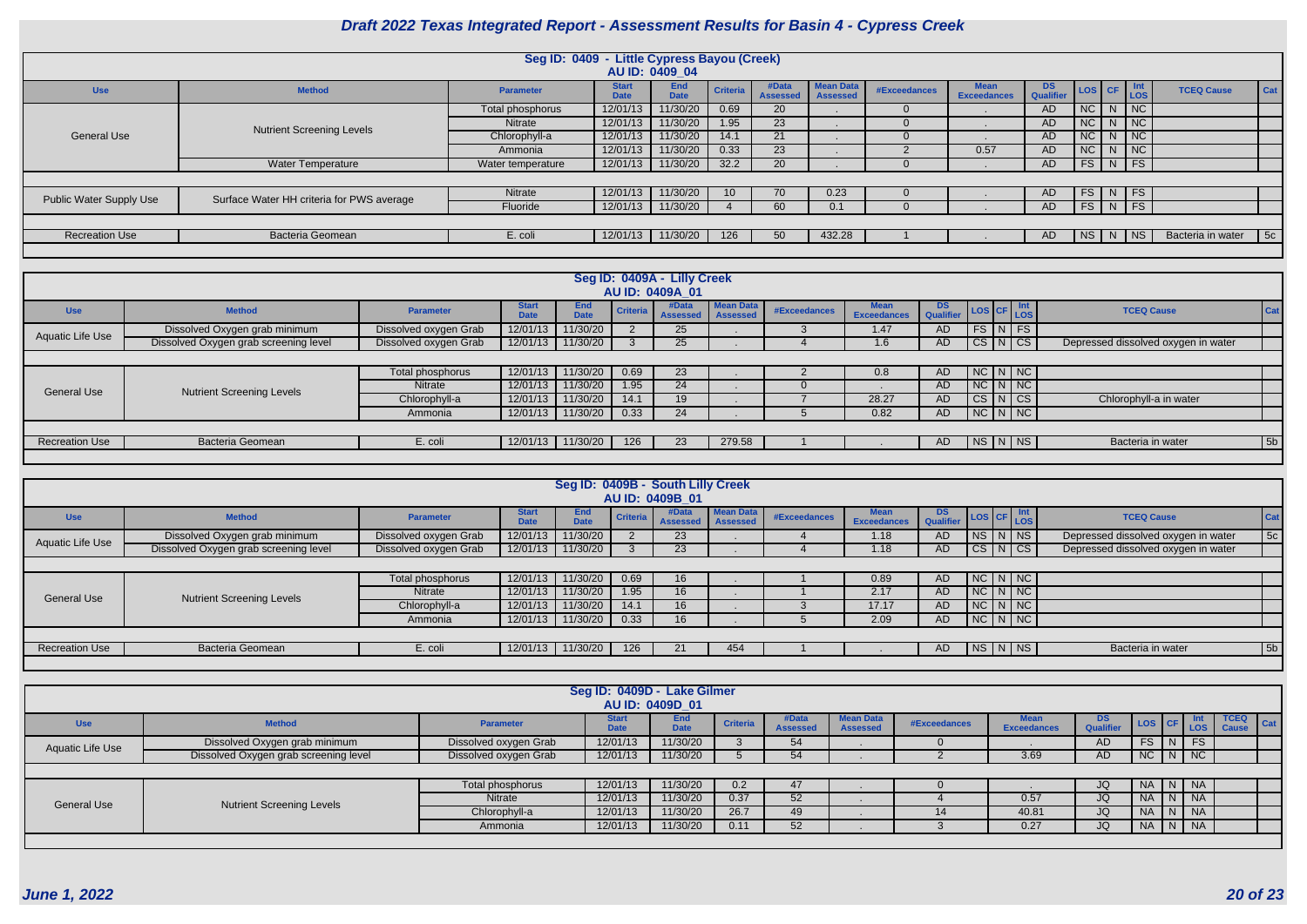# Draft 2022 Texas Integrated Report - Assessment Results for Basin 4 - Cypress Creek

## Seg ID: 0409 - Little Cypress Bayou (Creek)
### AU ID: 0409_04

| Use | Method | Parameter | Start Date | End Date | Criteria | #Data Assessed | Mean Data Assessed | #Exceedances | Mean Exceedances | DS Qualifier | LOS | CF | Int LOS | TCEQ Cause | Cat |
|---|---|---|---|---|---|---|---|---|---|---|---|---|---|---|---|
| General Use | Nutrient Screening Levels | Total phosphorus | 12/01/13 | 11/30/20 | 0.69 | 20 | . | 0 | . | AD | NC | N | NC | | |
| | | Nitrate | 12/01/13 | 11/30/20 | 1.95 | 23 | . | 0 | . | AD | NC | N | NC | | |
| | | Chlorophyll-a | 12/01/13 | 11/30/20 | 14.1 | 21 | . | 0 | . | AD | NC | N | NC | | |
| | | Ammonia | 12/01/13 | 11/30/20 | 0.33 | 23 | . | 2 | 0.57 | AD | NC | N | NC | | |
| | Water Temperature | Water temperature | 12/01/13 | 11/30/20 | 32.2 | 20 | . | 0 | . | AD | FS | N | FS | | |
| Public Water Supply Use | Surface Water HH criteria for PWS average | Nitrate | 12/01/13 | 11/30/20 | 10 | 70 | 0.23 | 0 | . | AD | FS | N | FS | | |
| | | Fluoride | 12/01/13 | 11/30/20 | 4 | 60 | 0.1 | 0 | . | AD | FS | N | FS | | |
| Recreation Use | Bacteria Geomean | E. coli | 12/01/13 | 11/30/20 | 126 | 50 | 432.28 | 1 | . | AD | NS | N | NS | Bacteria in water | 5c |

## Seg ID: 0409A - Lilly Creek
### AU ID: 0409A_01

| Use | Method | Parameter | Start Date | End Date | Criteria | #Data Assessed | Mean Data Assessed | #Exceedances | Mean Exceedances | DS Qualifier | LOS | CF | Int LOS | TCEQ Cause | Cat |
|---|---|---|---|---|---|---|---|---|---|---|---|---|---|---|---|
| Aquatic Life Use | Dissolved Oxygen grab minimum | Dissolved oxygen Grab | 12/01/13 | 11/30/20 | 2 | 25 | . | 3 | 1.47 | AD | FS | N | FS | | |
| | Dissolved Oxygen grab screening level | Dissolved oxygen Grab | 12/01/13 | 11/30/20 | 3 | 25 | . | 4 | 1.6 | AD | CS | N | CS | Depressed dissolved oxygen in water | |
| General Use | Nutrient Screening Levels | Total phosphorus | 12/01/13 | 11/30/20 | 0.69 | 23 | . | 2 | 0.8 | AD | NC | N | NC | | |
| | | Nitrate | 12/01/13 | 11/30/20 | 1.95 | 24 | . | 0 | . | AD | NC | N | NC | | |
| | | Chlorophyll-a | 12/01/13 | 11/30/20 | 14.1 | 19 | . | 7 | 28.27 | AD | CS | N | CS | Chlorophyll-a in water | |
| | | Ammonia | 12/01/13 | 11/30/20 | 0.33 | 24 | . | 5 | 0.82 | AD | NC | N | NC | | |
| Recreation Use | Bacteria Geomean | E. coli | 12/01/13 | 11/30/20 | 126 | 23 | 279.58 | 1 | . | AD | NS | N | NS | Bacteria in water | 5b |

## Seg ID: 0409B - South Lilly Creek
### AU ID: 0409B_01

| Use | Method | Parameter | Start Date | End Date | Criteria | #Data Assessed | Mean Data Assessed | #Exceedances | Mean Exceedances | DS Qualifier | LOS | CF | Int LOS | TCEQ Cause | Cat |
|---|---|---|---|---|---|---|---|---|---|---|---|---|---|---|---|
| Aquatic Life Use | Dissolved Oxygen grab minimum | Dissolved oxygen Grab | 12/01/13 | 11/30/20 | 2 | 23 | . | 4 | 1.18 | AD | NS | N | NS | Depressed dissolved oxygen in water | 5c |
| | Dissolved Oxygen grab screening level | Dissolved oxygen Grab | 12/01/13 | 11/30/20 | 3 | 23 | . | 4 | 1.18 | AD | CS | N | CS | Depressed dissolved oxygen in water | |
| General Use | Nutrient Screening Levels | Total phosphorus | 12/01/13 | 11/30/20 | 0.69 | 16 | . | 1 | 0.89 | AD | NC | N | NC | | |
| | | Nitrate | 12/01/13 | 11/30/20 | 1.95 | 16 | . | 1 | 2.17 | AD | NC | N | NC | | |
| | | Chlorophyll-a | 12/01/13 | 11/30/20 | 14.1 | 16 | . | 3 | 17.17 | AD | NC | N | NC | | |
| | | Ammonia | 12/01/13 | 11/30/20 | 0.33 | 16 | . | 5 | 2.09 | AD | NC | N | NC | | |
| Recreation Use | Bacteria Geomean | E. coli | 12/01/13 | 11/30/20 | 126 | 21 | 454 | 1 | . | AD | NS | N | NS | Bacteria in water | 5b |

## Seg ID: 0409D - Lake Gilmer
### AU ID: 0409D_01

| Use | Method | Parameter | Start Date | End Date | Criteria | #Data Assessed | Mean Data Assessed | #Exceedances | Mean Exceedances | DS Qualifier | LOS | CF | Int LOS | TCEQ Cause | Cat |
|---|---|---|---|---|---|---|---|---|---|---|---|---|---|---|---|
| Aquatic Life Use | Dissolved Oxygen grab minimum | Dissolved oxygen Grab | 12/01/13 | 11/30/20 | 3 | 54 | . | 0 | . | AD | FS | N | FS | | |
| | Dissolved Oxygen grab screening level | Dissolved oxygen Grab | 12/01/13 | 11/30/20 | 5 | 54 | . | 2 | 3.69 | AD | NC | N | NC | | |
| General Use | Nutrient Screening Levels | Total phosphorus | 12/01/13 | 11/30/20 | 0.2 | 47 | . | 0 | . | JQ | NA | N | NA | | |
| | | Nitrate | 12/01/13 | 11/30/20 | 0.37 | 52 | . | 4 | 0.57 | JQ | NA | N | NA | | |
| | | Chlorophyll-a | 12/01/13 | 11/30/20 | 26.7 | 49 | . | 14 | 40.81 | JQ | NA | N | NA | | |
| | | Ammonia | 12/01/13 | 11/30/20 | 0.11 | 52 | . | 3 | 0.27 | JQ | NA | N | NA | | |

June 1, 2022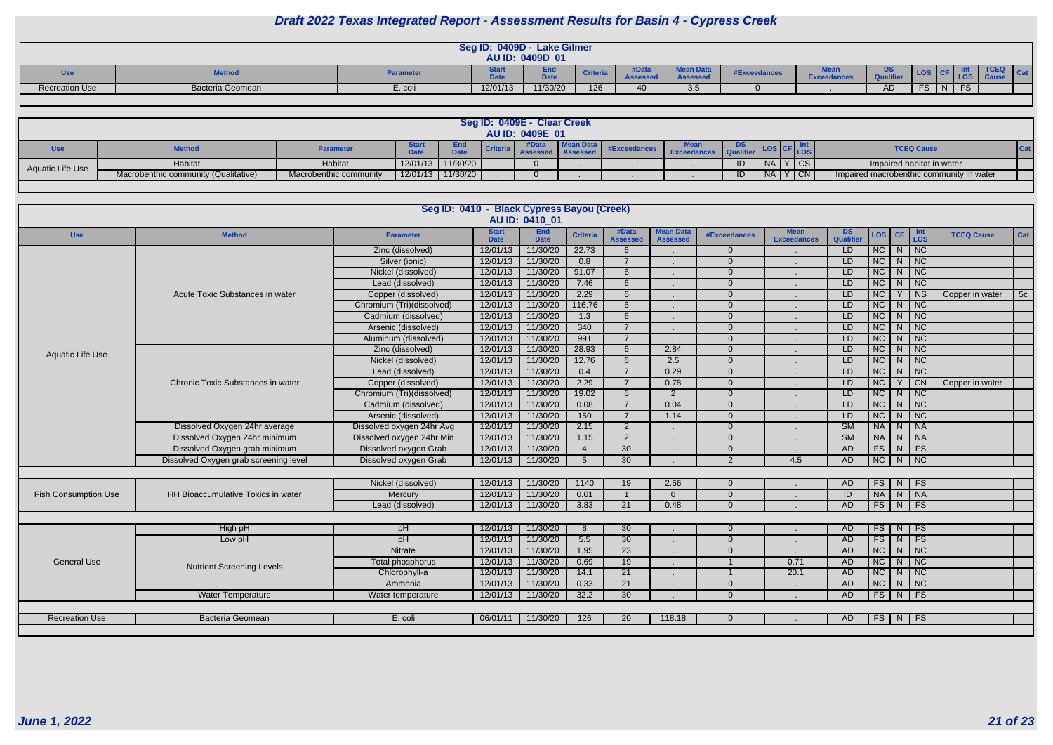# Draft 2022 Texas Integrated Report - Assessment Results for Basin 4 - Cypress Creek

## Seg ID: 0409D - Lake Gilmer
### AU ID: 0409D_01

| Use | Method | Parameter | Start Date | End Date | Criteria | #Data Assessed | Mean Data Assessed | #Exceedances | Mean Exceedances | DS Qualifier | LOS | CF | Int LOS | TCEQ Cause | Cat |
|---|---|---|---|---|---|---|---|---|---|---|---|---|---|---|---|
| Recreation Use | Bacteria Geomean | E. coli | 12/01/13 | 11/30/20 | 126 | 40 | 3.5 | 0 | . | AD | FS | N | FS | | |

## Seg ID: 0409E - Clear Creek
### AU ID: 0409E_01

| Use | Method | Parameter | Start Date | End Date | Criteria | #Data Assessed | Mean Data Assessed | #Exceedances | Mean Exceedances | DS Qualifier | LOS | CF | Int LOS | TCEQ Cause | Cat |
|---|---|---|---|---|---|---|---|---|---|---|---|---|---|---|---|
| Aquatic Life Use | Habitat | Habitat | 12/01/13 | 11/30/20 | . | 0 | . | . | . | ID | NA | Y | CS | Impaired habitat in water | |
| | Macrobenthic community (Qualitative) | Macrobenthic community | 12/01/13 | 11/30/20 | . | 0 | . | . | . | ID | NA | Y | CN | Impaired macrobenthic community in water | |

## Seg ID: 0410 - Black Cypress Bayou (Creek)
### AU ID: 0410_01

| Use | Method | Parameter | Start Date | End Date | Criteria | #Data Assessed | Mean Data Assessed | #Exceedances | Mean Exceedances | DS Qualifier | LOS | CF | Int LOS | TCEQ Cause | Cat |
|---|---|---|---|---|---|---|---|---|---|---|---|---|---|---|---|
| Aquatic Life Use | Acute Toxic Substances in water | Zinc (dissolved) | 12/01/13 | 11/30/20 | 22.73 | 6 | . | 0 | . | LD | NC | N | NC | | |
| | | Silver (ionic) | 12/01/13 | 11/30/20 | 0.8 | 7 | . | 0 | . | LD | NC | N | NC | | |
| | | Nickel (dissolved) | 12/01/13 | 11/30/20 | 91.07 | 6 | . | 0 | . | LD | NC | N | NC | | |
| | | Lead (dissolved) | 12/01/13 | 11/30/20 | 7.46 | 6 | . | 0 | . | LD | NC | N | NC | | |
| | | Copper (dissolved) | 12/01/13 | 11/30/20 | 2.29 | 6 | . | 0 | . | LD | NC | Y | NS | Copper in water | 5c |
| | | Chromium (Tri)(dissolved) | 12/01/13 | 11/30/20 | 116.76 | 6 | . | 0 | . | LD | NC | N | NC | | |
| | | Cadmium (dissolved) | 12/01/13 | 11/30/20 | 1.3 | 6 | . | 0 | . | LD | NC | N | NC | | |
| | | Arsenic (dissolved) | 12/01/13 | 11/30/20 | 340 | 7 | . | 0 | . | LD | NC | N | NC | | |
| | | Aluminum (dissolved) | 12/01/13 | 11/30/20 | 991 | 7 | . | 0 | . | LD | NC | N | NC | | |
| | Chronic Toxic Substances in water | Zinc (dissolved) | 12/01/13 | 11/30/20 | 28.93 | 6 | 2.84 | 0 | . | LD | NC | N | NC | | |
| | | Nickel (dissolved) | 12/01/13 | 11/30/20 | 12.76 | 6 | 2.5 | 0 | . | LD | NC | N | NC | | |
| | | Lead (dissolved) | 12/01/13 | 11/30/20 | 0.4 | 7 | 0.29 | 0 | . | LD | NC | N | NC | | |
| | | Copper (dissolved) | 12/01/13 | 11/30/20 | 2.29 | 7 | 0.78 | 0 | . | LD | NC | Y | CN | Copper in water | |
| | | Chromium (Tri)(dissolved) | 12/01/13 | 11/30/20 | 19.02 | 6 | 2 | 0 | . | LD | NC | N | NC | | |
| | | Cadmium (dissolved) | 12/01/13 | 11/30/20 | 0.08 | 7 | 0.04 | 0 | . | LD | NC | N | NC | | |
| | | Arsenic (dissolved) | 12/01/13 | 11/30/20 | 150 | 7 | 1.14 | 0 | . | LD | NC | N | NC | | |
| | Dissolved Oxygen 24hr average | Dissolved oxygen 24hr Avg | 12/01/13 | 11/30/20 | 2.15 | 2 | . | 0 | . | SM | NA | N | NA | | |
| | Dissolved Oxygen 24hr minimum | Dissolved oxygen 24hr Min | 12/01/13 | 11/30/20 | 1.15 | 2 | . | 0 | . | SM | NA | N | NA | | |
| | Dissolved Oxygen grab minimum | Dissolved oxygen Grab | 12/01/13 | 11/30/20 | 4 | 30 | . | 0 | . | AD | FS | N | FS | | |
| | Dissolved Oxygen grab screening level | Dissolved oxygen Grab | 12/01/13 | 11/30/20 | 5 | 30 | . | 2 | 4.5 | AD | NC | N | NC | | |
| Fish Consumption Use | HH Bioaccumulative Toxics in water | Nickel (dissolved) | 12/01/13 | 11/30/20 | 1140 | 19 | 2.56 | 0 | . | AD | FS | N | FS | | |
| | | Mercury | 12/01/13 | 11/30/20 | 0.01 | 1 | 0 | 0 | . | ID | NA | N | NA | | |
| | | Lead (dissolved) | 12/01/13 | 11/30/20 | 3.83 | 21 | 0.48 | 0 | . | AD | FS | N | FS | | |
| General Use | High pH | pH | 12/01/13 | 11/30/20 | 8 | 30 | . | 0 | . | AD | FS | N | FS | | |
| | Low pH | pH | 12/01/13 | 11/30/20 | 5.5 | 30 | . | 0 | . | AD | FS | N | FS | | |
| | Nutrient Screening Levels | Nitrate | 12/01/13 | 11/30/20 | 1.95 | 23 | . | 0 | . | AD | NC | N | NC | | |
| | | Total phosphorus | 12/01/13 | 11/30/20 | 0.69 | 19 | . | 1 | 0.71 | AD | NC | N | NC | | |
| | | Chlorophyll-a | 12/01/13 | 11/30/20 | 14.1 | 21 | . | 1 | 20.1 | AD | NC | N | NC | | |
| | | Ammonia | 12/01/13 | 11/30/20 | 0.33 | 21 | . | 0 | . | AD | NC | N | NC | | |
| | Water Temperature | Water temperature | 12/01/13 | 11/30/20 | 32.2 | 30 | . | 0 | . | AD | FS | N | FS | | |
| Recreation Use | Bacteria Geomean | E. coli | 06/01/11 | 11/30/20 | 126 | 20 | 118.18 | 0 | . | AD | FS | N | FS | | |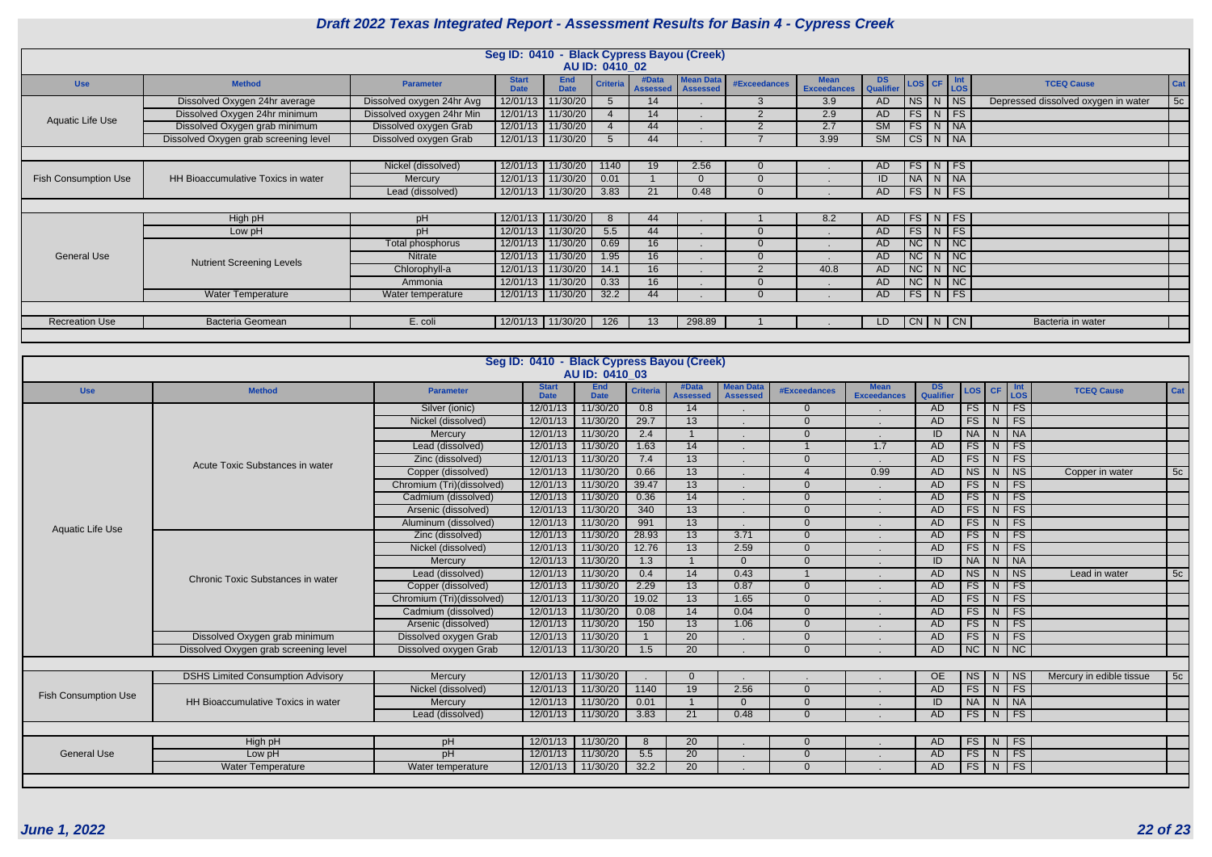# Draft 2022 Texas Integrated Report - Assessment Results for Basin 4 - Cypress Creek

## Seg ID: 0410 - Black Cypress Bayou (Creek)
### AU ID: 0410_02

| Use | Method | Parameter | Start Date | End Date | Criteria | #Data Assessed | Mean Data Assessed | #Exceedances | Mean Exceedances | DS Qualifier | LOS | CF | Int LOS | TCEQ Cause | Cat |
|---|---|---|---|---|---|---|---|---|---|---|---|---|---|---|---|
| Aquatic Life Use | Dissolved Oxygen 24hr average | Dissolved oxygen 24hr Avg | 12/01/13 | 11/30/20 | 5 | 14 | . | 3 | 3.9 | AD | NS | N | NS | Depressed dissolved oxygen in water | 5c |
| | Dissolved Oxygen 24hr minimum | Dissolved oxygen 24hr Min | 12/01/13 | 11/30/20 | 4 | 14 | . | 2 | 2.9 | AD | FS | N | FS | | |
| | Dissolved Oxygen grab minimum | Dissolved oxygen Grab | 12/01/13 | 11/30/20 | 4 | 44 | . | 2 | 2.7 | SM | FS | N | NA | | |
| | Dissolved Oxygen grab screening level | Dissolved oxygen Grab | 12/01/13 | 11/30/20 | 5 | 44 | . | 7 | 3.99 | SM | CS | N | NA | | |
| Fish Consumption Use | HH Bioaccumulative Toxics in water | Nickel (dissolved) | 12/01/13 | 11/30/20 | 1140 | 19 | 2.56 | 0 | . | AD | FS | N | FS | | |
| | | Mercury | 12/01/13 | 11/30/20 | 0.01 | 1 | 0 | 0 | . | ID | NA | N | NA | | |
| | | Lead (dissolved) | 12/01/13 | 11/30/20 | 3.83 | 21 | 0.48 | 0 | . | AD | FS | N | FS | | |
| General Use | High pH | pH | 12/01/13 | 11/30/20 | 8 | 44 | . | 1 | 8.2 | AD | FS | N | FS | | |
| | Low pH | pH | 12/01/13 | 11/30/20 | 5.5 | 44 | . | 0 | . | AD | FS | N | FS | | |
| | Nutrient Screening Levels | Total phosphorus | 12/01/13 | 11/30/20 | 0.69 | 16 | . | 0 | . | AD | NC | N | NC | | |
| | | Nitrate | 12/01/13 | 11/30/20 | 1.95 | 16 | . | 0 | . | AD | NC | N | NC | | |
| | | Chlorophyll-a | 12/01/13 | 11/30/20 | 14.1 | 16 | . | 2 | 40.8 | AD | NC | N | NC | | |
| | | Ammonia | 12/01/13 | 11/30/20 | 0.33 | 16 | . | 0 | . | AD | NC | N | NC | | |
| | Water Temperature | Water temperature | 12/01/13 | 11/30/20 | 32.2 | 44 | . | 0 | . | AD | FS | N | FS | | |
| Recreation Use | Bacteria Geomean | E. coli | 12/01/13 | 11/30/20 | 126 | 13 | 298.89 | 1 | . | LD | CN | N | CN | Bacteria in water | |

## Seg ID: 0410 - Black Cypress Bayou (Creek)
### AU ID: 0410_03

| Use | Method | Parameter | Start Date | End Date | Criteria | #Data Assessed | Mean Data Assessed | #Exceedances | Mean Exceedances | DS Qualifier | LOS | CF | Int LOS | TCEQ Cause | Cat |
|---|---|---|---|---|---|---|---|---|---|---|---|---|---|---|---|
| Aquatic Life Use | Acute Toxic Substances in water | Silver (ionic) | 12/01/13 | 11/30/20 | 0.8 | 14 | . | 0 | . | AD | FS | N | FS | | |
| | | Nickel (dissolved) | 12/01/13 | 11/30/20 | 29.7 | 13 | . | 0 | . | AD | FS | N | FS | | |
| | | Mercury | 12/01/13 | 11/30/20 | 2.4 | 1 | . | 0 | . | ID | NA | N | NA | | |
| | | Lead (dissolved) | 12/01/13 | 11/30/20 | 1.63 | 14 | . | 1 | 1.7 | AD | FS | N | FS | | |
| | | Zinc (dissolved) | 12/01/13 | 11/30/20 | 7.4 | 13 | . | 0 | . | AD | FS | N | FS | | |
| | | Copper (dissolved) | 12/01/13 | 11/30/20 | 0.66 | 13 | . | 4 | 0.99 | AD | NS | N | NS | Copper in water | 5c |
| | | Chromium (Tri)(dissolved) | 12/01/13 | 11/30/20 | 39.47 | 13 | . | 0 | . | AD | FS | N | FS | | |
| | | Cadmium (dissolved) | 12/01/13 | 11/30/20 | 0.36 | 14 | . | 0 | . | AD | FS | N | FS | | |
| | | Arsenic (dissolved) | 12/01/13 | 11/30/20 | 340 | 13 | . | 0 | . | AD | FS | N | FS | | |
| | | Aluminum (dissolved) | 12/01/13 | 11/30/20 | 991 | 13 | . | 0 | . | AD | FS | N | FS | | |
| | Chronic Toxic Substances in water | Zinc (dissolved) | 12/01/13 | 11/30/20 | 28.93 | 13 | 3.71 | 0 | . | AD | FS | N | FS | | |
| | | Nickel (dissolved) | 12/01/13 | 11/30/20 | 12.76 | 13 | 2.59 | 0 | . | AD | FS | N | FS | | |
| | | Mercury | 12/01/13 | 11/30/20 | 1.3 | 1 | 0 | 0 | . | ID | NA | N | NA | | |
| | | Lead (dissolved) | 12/01/13 | 11/30/20 | 0.4 | 14 | 0.43 | 1 | . | AD | NS | N | NS | Lead in water | 5c |
| | | Copper (dissolved) | 12/01/13 | 11/30/20 | 2.29 | 13 | 0.87 | 0 | . | AD | FS | N | FS | | |
| | | Chromium (Tri)(dissolved) | 12/01/13 | 11/30/20 | 19.02 | 13 | 1.65 | 0 | . | AD | FS | N | FS | | |
| | | Cadmium (dissolved) | 12/01/13 | 11/30/20 | 0.08 | 14 | 0.04 | 0 | . | AD | FS | N | FS | | |
| | | Arsenic (dissolved) | 12/01/13 | 11/30/20 | 150 | 13 | 1.06 | 0 | . | AD | FS | N | FS | | |
| | Dissolved Oxygen grab minimum | Dissolved oxygen Grab | 12/01/13 | 11/30/20 | 1 | 20 | . | 0 | . | AD | FS | N | FS | | |
| | Dissolved Oxygen grab screening level | Dissolved oxygen Grab | 12/01/13 | 11/30/20 | 1.5 | 20 | . | 0 | . | AD | NC | N | NC | | |
| Fish Consumption Use | DSHS Limited Consumption Advisory | Mercury | 12/01/13 | 11/30/20 | . | 0 | . | . | . | OE | NS | N | NS | Mercury in edible tissue | 5c |
| | HH Bioaccumulative Toxics in water | Nickel (dissolved) | 12/01/13 | 11/30/20 | 1140 | 19 | 2.56 | 0 | . | AD | FS | N | FS | | |
| | | Mercury | 12/01/13 | 11/30/20 | 0.01 | 1 | 0 | 0 | . | ID | NA | N | NA | | |
| | | Lead (dissolved) | 12/01/13 | 11/30/20 | 3.83 | 21 | 0.48 | 0 | . | AD | FS | N | FS | | |
| General Use | High pH | pH | 12/01/13 | 11/30/20 | 8 | 20 | . | 0 | . | AD | FS | N | FS | | |
| | Low pH | pH | 12/01/13 | 11/30/20 | 5.5 | 20 | . | 0 | . | AD | FS | N | FS | | |
| | Water Temperature | Water temperature | 12/01/13 | 11/30/20 | 32.2 | 20 | . | 0 | . | AD | FS | N | FS | | |

*June 1, 2022*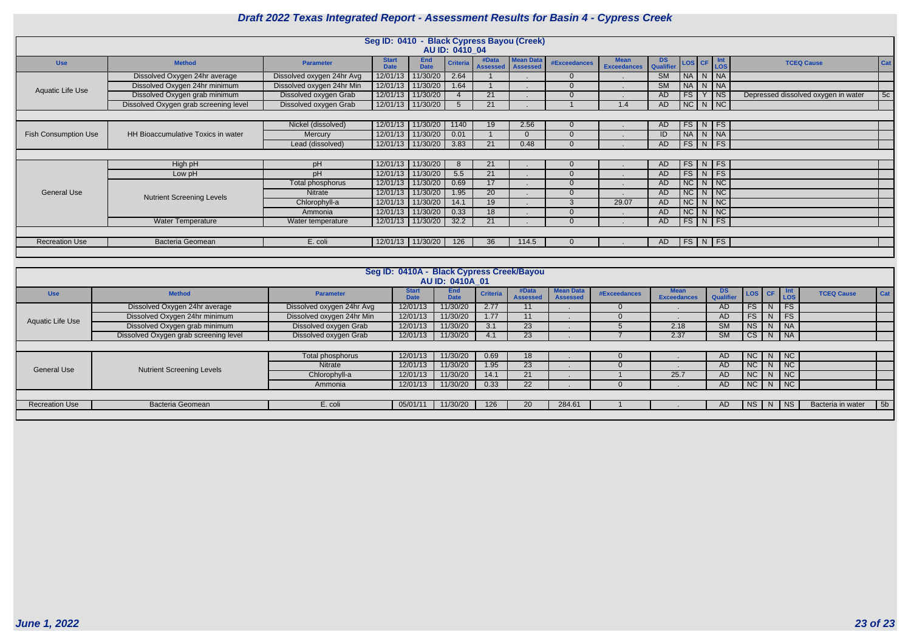# Draft 2022 Texas Integrated Report - Assessment Results for Basin 4 - Cypress Creek

## Seg ID: 0410 - Black Cypress Bayou (Creek)

### AU ID: 0410_04

| Use | Method | Parameter | Start Date | End Date | Criteria | #Data Assessed | Mean Data Assessed | #Exceedances | Mean Exceedances | DS Qualifier | LOS | CF | Int LOS | TCEQ Cause | Cat |
|---|---|---|---|---|---|---|---|---|---|---|---|---|---|---|---|
| Aquatic Life Use | Dissolved Oxygen 24hr average | Dissolved oxygen 24hr Avg | 12/01/13 | 11/30/20 | 2.64 | 1 | . | 0 | . | SM | NA | N | NA | | |
| | Dissolved Oxygen 24hr minimum | Dissolved oxygen 24hr Min | 12/01/13 | 11/30/20 | 1.64 | 1 | . | 0 | . | SM | NA | N | NA | | |
| | Dissolved Oxygen grab minimum | Dissolved oxygen Grab | 12/01/13 | 11/30/20 | 4 | 21 | . | 0 | . | AD | FS | Y | NS | Depressed dissolved oxygen in water | 5c |
| | Dissolved Oxygen grab screening level | Dissolved oxygen Grab | 12/01/13 | 11/30/20 | 5 | 21 | . | 1 | 1.4 | AD | NC | N | NC | | |
| Fish Consumption Use | HH Bioaccumulative Toxics in water | Nickel (dissolved) | 12/01/13 | 11/30/20 | 1140 | 19 | 2.56 | 0 | . | AD | FS | N | FS | | |
| | | Mercury | 12/01/13 | 11/30/20 | 0.01 | 1 | 0 | 0 | . | ID | NA | N | NA | | |
| | | Lead (dissolved) | 12/01/13 | 11/30/20 | 3.83 | 21 | 0.48 | 0 | . | AD | FS | N | FS | | |
| General Use | High pH | pH | 12/01/13 | 11/30/20 | 8 | 21 | . | 0 | . | AD | FS | N | FS | | |
| | Low pH | pH | 12/01/13 | 11/30/20 | 5.5 | 21 | . | 0 | . | AD | FS | N | FS | | |
| | Nutrient Screening Levels | Total phosphorus | 12/01/13 | 11/30/20 | 0.69 | 17 | . | 0 | . | AD | NC | N | NC | | |
| | | Nitrate | 12/01/13 | 11/30/20 | 1.95 | 20 | . | 0 | . | AD | NC | N | NC | | |
| | | Chlorophyll-a | 12/01/13 | 11/30/20 | 14.1 | 19 | . | 3 | 29.07 | AD | NC | N | NC | | |
| | | Ammonia | 12/01/13 | 11/30/20 | 0.33 | 18 | . | 0 | . | AD | NC | N | NC | | |
| | Water Temperature | Water temperature | 12/01/13 | 11/30/20 | 32.2 | 21 | . | 0 | . | AD | FS | N | FS | | |
| Recreation Use | Bacteria Geomean | E. coli | 12/01/13 | 11/30/20 | 126 | 36 | 114.5 | 0 | . | AD | FS | N | FS | | |

## Seg ID: 0410A - Black Cypress Creek/Bayou

### AU ID: 0410A_01

| Use | Method | Parameter | Start Date | End Date | Criteria | #Data Assessed | Mean Data Assessed | #Exceedances | Mean Exceedances | DS Qualifier | LOS | CF | Int LOS | TCEQ Cause | Cat |
|---|---|---|---|---|---|---|---|---|---|---|---|---|---|---|---|
| Aquatic Life Use | Dissolved Oxygen 24hr average | Dissolved oxygen 24hr Avg | 12/01/13 | 11/30/20 | 2.77 | 11 | . | 0 | . | AD | FS | N | FS | | |
| | Dissolved Oxygen 24hr minimum | Dissolved oxygen 24hr Min | 12/01/13 | 11/30/20 | 1.77 | 11 | . | 0 | . | AD | FS | N | FS | | |
| | Dissolved Oxygen grab minimum | Dissolved oxygen Grab | 12/01/13 | 11/30/20 | 3.1 | 23 | . | 5 | 2.18 | SM | NS | N | NA | | |
| | Dissolved Oxygen grab screening level | Dissolved oxygen Grab | 12/01/13 | 11/30/20 | 4.1 | 23 | . | 7 | 2.37 | SM | CS | N | NA | | |
| General Use | Nutrient Screening Levels | Total phosphorus | 12/01/13 | 11/30/20 | 0.69 | 18 | . | 0 | . | AD | NC | N | NC | | |
| | | Nitrate | 12/01/13 | 11/30/20 | 1.95 | 23 | . | 0 | . | AD | NC | N | NC | | |
| | | Chlorophyll-a | 12/01/13 | 11/30/20 | 14.1 | 21 | . | 1 | 25.7 | AD | NC | N | NC | | |
| | | Ammonia | 12/01/13 | 11/30/20 | 0.33 | 22 | . | 0 | . | AD | NC | N | NC | | |
| Recreation Use | Bacteria Geomean | E. coli | 05/01/11 | 11/30/20 | 126 | 20 | 284.61 | 1 | . | AD | NS | N | NS | Bacteria in water | 5b |

June 1, 2022